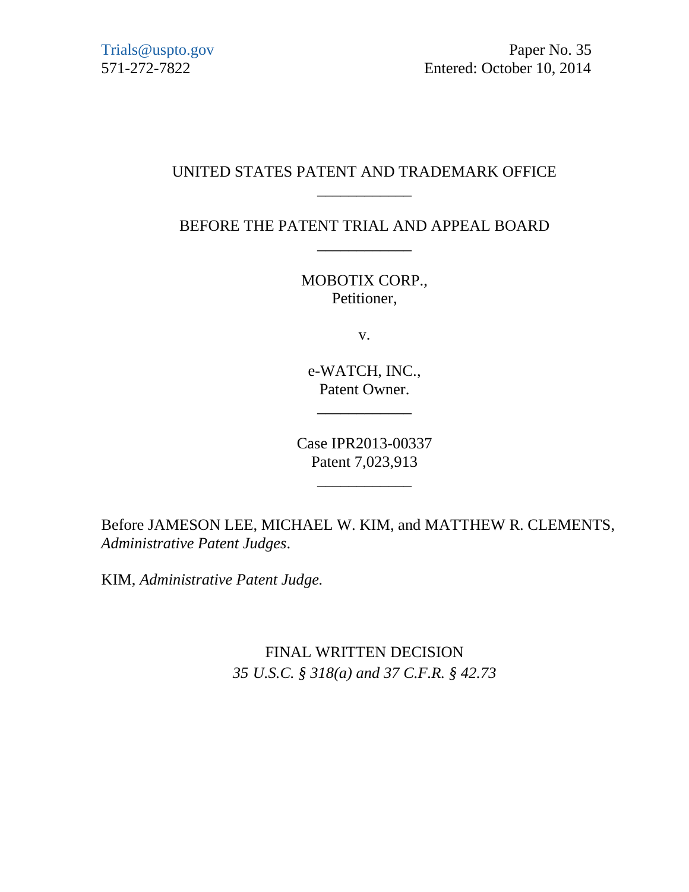Trials@uspto.gov
571-272-7822

Paper No. 35
Entered: October 10, 2014

UNITED STATES PATENT AND TRADEMARK OFFICE

____________

BEFORE THE PATENT TRIAL AND APPEAL BOARD

____________

MOBOTIX CORP.,
Petitioner,

v.

e-WATCH, INC.,
Patent Owner.

____________

Case IPR2013-00337
Patent 7,023,913

____________

Before JAMESON LEE, MICHAEL W. KIM, and MATTHEW R. CLEMENTS, *Administrative Patent Judges*.

KIM, *Administrative Patent Judge.*

# FINAL WRITTEN DECISION

*35 U.S.C. § 318(a) and 37 C.F.R. § 42.73*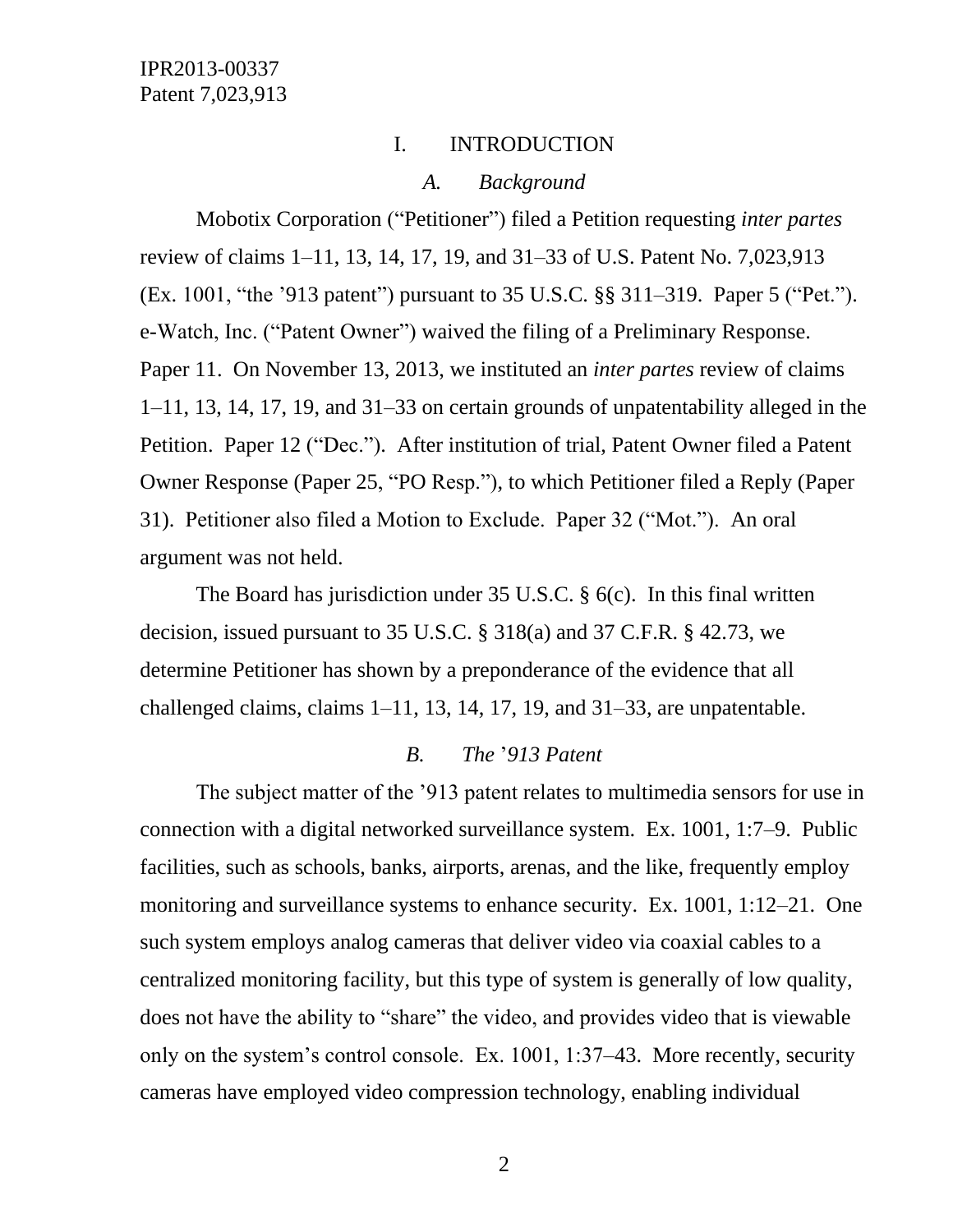## I. INTRODUCTION

### *A. Background*

Mobotix Corporation ("Petitioner") filed a Petition requesting *inter partes* review of claims 1–11, 13, 14, 17, 19, and 31–33 of U.S. Patent No. 7,023,913 (Ex. 1001, "the '913 patent") pursuant to 35 U.S.C. §§ 311–319. Paper 5 ("Pet."). e-Watch, Inc. ("Patent Owner") waived the filing of a Preliminary Response. Paper 11. On November 13, 2013, we instituted an *inter partes* review of claims 1–11, 13, 14, 17, 19, and 31–33 on certain grounds of unpatentability alleged in the Petition. Paper 12 ("Dec."). After institution of trial, Patent Owner filed a Patent Owner Response (Paper 25, "PO Resp."), to which Petitioner filed a Reply (Paper 31). Petitioner also filed a Motion to Exclude. Paper 32 ("Mot."). An oral argument was not held.

The Board has jurisdiction under 35 U.S.C. § 6(c). In this final written decision, issued pursuant to 35 U.S.C. § 318(a) and 37 C.F.R. § 42.73, we determine Petitioner has shown by a preponderance of the evidence that all challenged claims, claims 1–11, 13, 14, 17, 19, and 31–33, are unpatentable.

### *B. The '913 Patent*

The subject matter of the '913 patent relates to multimedia sensors for use in connection with a digital networked surveillance system. Ex. 1001, 1:7–9. Public facilities, such as schools, banks, airports, arenas, and the like, frequently employ monitoring and surveillance systems to enhance security. Ex. 1001, 1:12–21. One such system employs analog cameras that deliver video via coaxial cables to a centralized monitoring facility, but this type of system is generally of low quality, does not have the ability to "share" the video, and provides video that is viewable only on the system's control console. Ex. 1001, 1:37–43. More recently, security cameras have employed video compression technology, enabling individual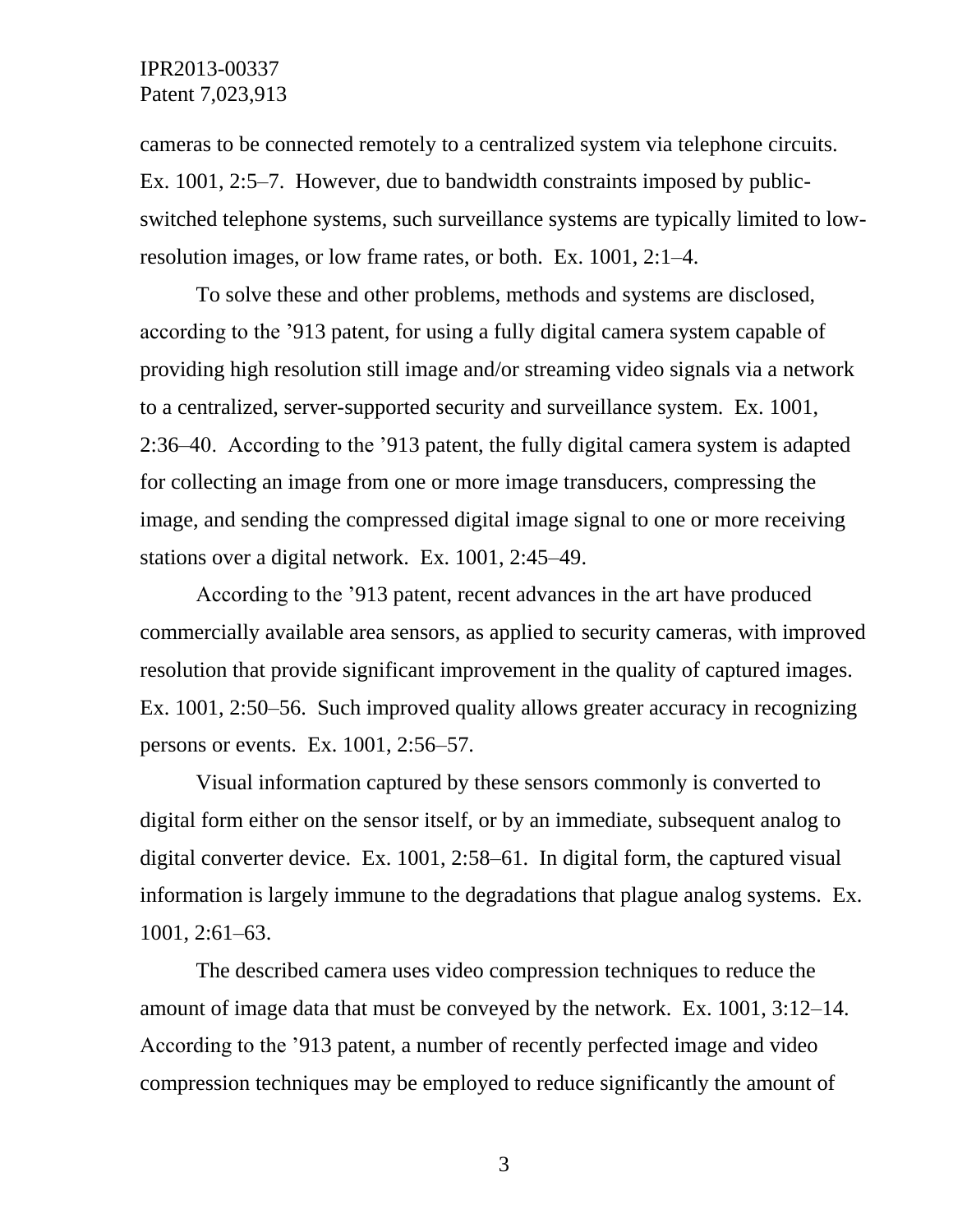cameras to be connected remotely to a centralized system via telephone circuits. Ex. 1001, 2:5–7. However, due to bandwidth constraints imposed by public-switched telephone systems, such surveillance systems are typically limited to low-resolution images, or low frame rates, or both. Ex. 1001, 2:1–4.

To solve these and other problems, methods and systems are disclosed, according to the ’913 patent, for using a fully digital camera system capable of providing high resolution still image and/or streaming video signals via a network to a centralized, server-supported security and surveillance system. Ex. 1001, 2:36–40. According to the ’913 patent, the fully digital camera system is adapted for collecting an image from one or more image transducers, compressing the image, and sending the compressed digital image signal to one or more receiving stations over a digital network. Ex. 1001, 2:45–49.

According to the ’913 patent, recent advances in the art have produced commercially available area sensors, as applied to security cameras, with improved resolution that provide significant improvement in the quality of captured images. Ex. 1001, 2:50–56. Such improved quality allows greater accuracy in recognizing persons or events. Ex. 1001, 2:56–57.

Visual information captured by these sensors commonly is converted to digital form either on the sensor itself, or by an immediate, subsequent analog to digital converter device. Ex. 1001, 2:58–61. In digital form, the captured visual information is largely immune to the degradations that plague analog systems. Ex. 1001, 2:61–63.

The described camera uses video compression techniques to reduce the amount of image data that must be conveyed by the network. Ex. 1001, 3:12–14. According to the ’913 patent, a number of recently perfected image and video compression techniques may be employed to reduce significantly the amount of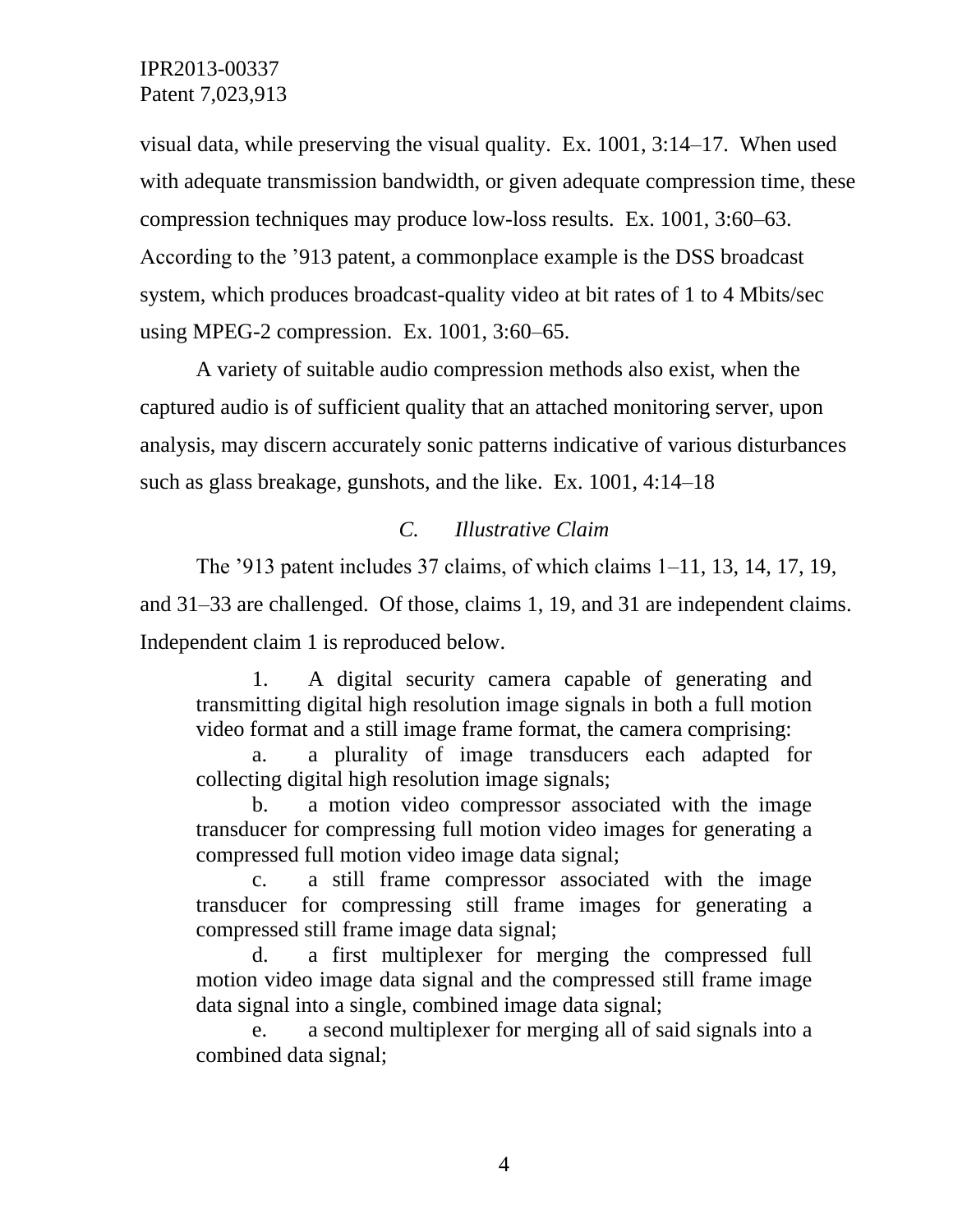visual data, while preserving the visual quality. Ex. 1001, 3:14–17. When used with adequate transmission bandwidth, or given adequate compression time, these compression techniques may produce low-loss results. Ex. 1001, 3:60–63. According to the ’913 patent, a commonplace example is the DSS broadcast system, which produces broadcast-quality video at bit rates of 1 to 4 Mbits/sec using MPEG-2 compression. Ex. 1001, 3:60–65.

A variety of suitable audio compression methods also exist, when the captured audio is of sufficient quality that an attached monitoring server, upon analysis, may discern accurately sonic patterns indicative of various disturbances such as glass breakage, gunshots, and the like. Ex. 1001, 4:14–18

### *C. Illustrative Claim*

The ’913 patent includes 37 claims, of which claims 1–11, 13, 14, 17, 19, and 31–33 are challenged. Of those, claims 1, 19, and 31 are independent claims. Independent claim 1 is reproduced below.

> 1. A digital security camera capable of generating and transmitting digital high resolution image signals in both a full motion video format and a still image frame format, the camera comprising:
>
> a. a plurality of image transducers each adapted for collecting digital high resolution image signals;
>
> b. a motion video compressor associated with the image transducer for compressing full motion video images for generating a compressed full motion video image data signal;
>
> c. a still frame compressor associated with the image transducer for compressing still frame images for generating a compressed still frame image data signal;
>
> d. a first multiplexer for merging the compressed full motion video image data signal and the compressed still frame image data signal into a single, combined image data signal;
>
> e. a second multiplexer for merging all of said signals into a combined data signal;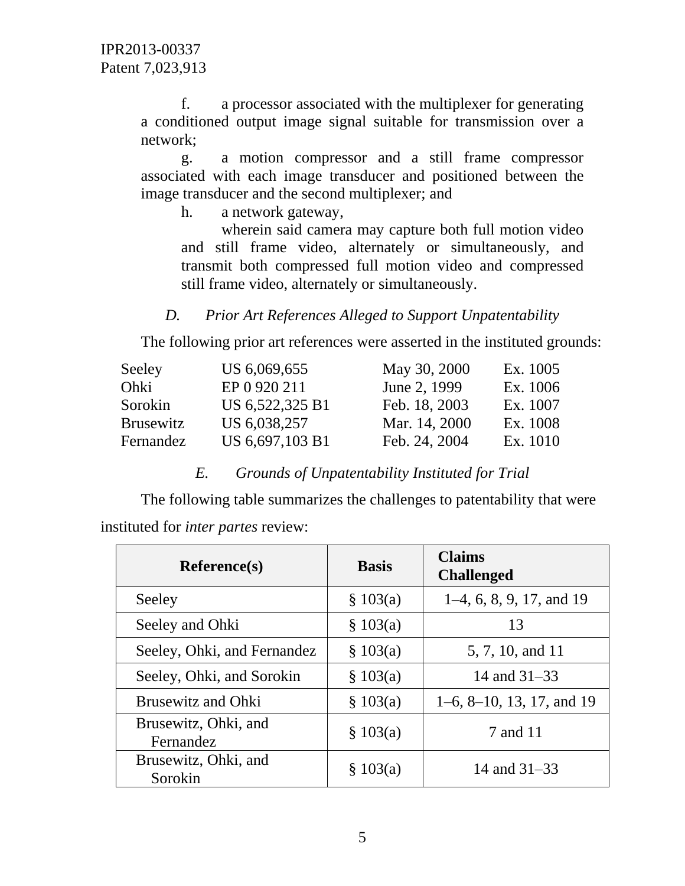f. a processor associated with the multiplexer for generating a conditioned output image signal suitable for transmission over a network;

g. a motion compressor and a still frame compressor associated with each image transducer and positioned between the image transducer and the second multiplexer; and

h. a network gateway,

wherein said camera may capture both full motion video and still frame video, alternately or simultaneously, and transmit both compressed full motion video and compressed still frame video, alternately or simultaneously.

### *D. Prior Art References Alleged to Support Unpatentability*

The following prior art references were asserted in the instituted grounds:

| | | | |
|---|---|---|---|
| Seeley | US 6,069,655 | May 30, 2000 | Ex. 1005 |
| Ohki | EP 0 920 211 | June 2, 1999 | Ex. 1006 |
| Sorokin | US 6,522,325 B1 | Feb. 18, 2003 | Ex. 1007 |
| Brusewitz | US 6,038,257 | Mar. 14, 2000 | Ex. 1008 |
| Fernandez | US 6,697,103 B1 | Feb. 24, 2004 | Ex. 1010 |

### *E. Grounds of Unpatentability Instituted for Trial*

The following table summarizes the challenges to patentability that were instituted for *inter partes* review:

| Reference(s) | Basis | Claims Challenged |
|---|---|---|
| Seeley | § 103(a) | 1–4, 6, 8, 9, 17, and 19 |
| Seeley and Ohki | § 103(a) | 13 |
| Seeley, Ohki, and Fernandez | § 103(a) | 5, 7, 10, and 11 |
| Seeley, Ohki, and Sorokin | § 103(a) | 14 and 31–33 |
| Brusewitz and Ohki | § 103(a) | 1–6, 8–10, 13, 17, and 19 |
| Brusewitz, Ohki, and Fernandez | § 103(a) | 7 and 11 |
| Brusewitz, Ohki, and Sorokin | § 103(a) | 14 and 31–33 |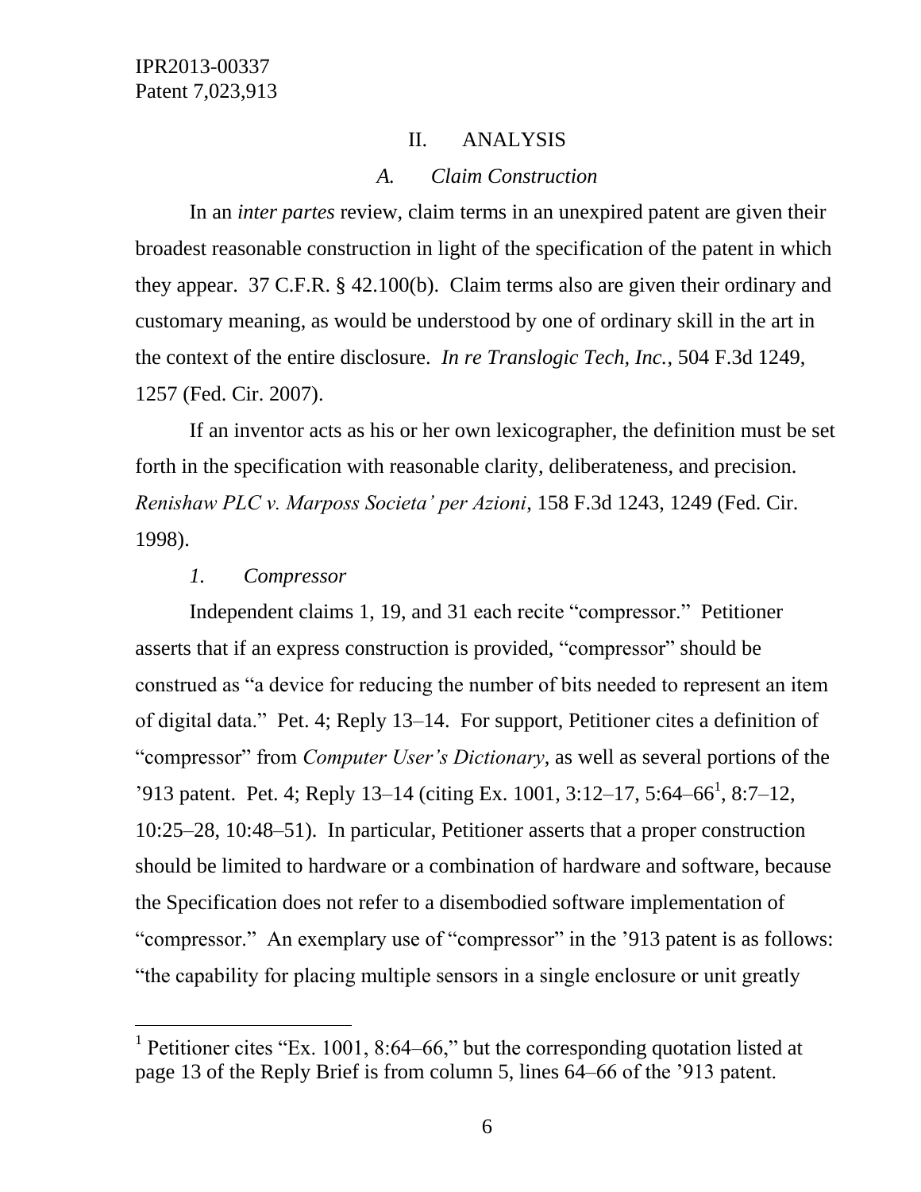## II. ANALYSIS

### *A. Claim Construction*

In an *inter partes* review, claim terms in an unexpired patent are given their broadest reasonable construction in light of the specification of the patent in which they appear. 37 C.F.R. § 42.100(b). Claim terms also are given their ordinary and customary meaning, as would be understood by one of ordinary skill in the art in the context of the entire disclosure. *In re Translogic Tech, Inc.*, 504 F.3d 1249, 1257 (Fed. Cir. 2007).

If an inventor acts as his or her own lexicographer, the definition must be set forth in the specification with reasonable clarity, deliberateness, and precision. *Renishaw PLC v. Marposs Societa' per Azioni*, 158 F.3d 1243, 1249 (Fed. Cir. 1998).

#### *1. Compressor*

Independent claims 1, 19, and 31 each recite "compressor." Petitioner asserts that if an express construction is provided, "compressor" should be construed as "a device for reducing the number of bits needed to represent an item of digital data." Pet. 4; Reply 13–14. For support, Petitioner cites a definition of "compressor" from *Computer User's Dictionary*, as well as several portions of the '913 patent. Pet. 4; Reply 13–14 (citing Ex. 1001, 3:12–17, 5:64–66[1], 8:7–12, 10:25–28, 10:48–51). In particular, Petitioner asserts that a proper construction should be limited to hardware or a combination of hardware and software, because the Specification does not refer to a disembodied software implementation of "compressor." An exemplary use of "compressor" in the '913 patent is as follows: "the capability for placing multiple sensors in a single enclosure or unit greatly

[1] Petitioner cites "Ex. 1001, 8:64–66," but the corresponding quotation listed at page 13 of the Reply Brief is from column 5, lines 64–66 of the '913 patent.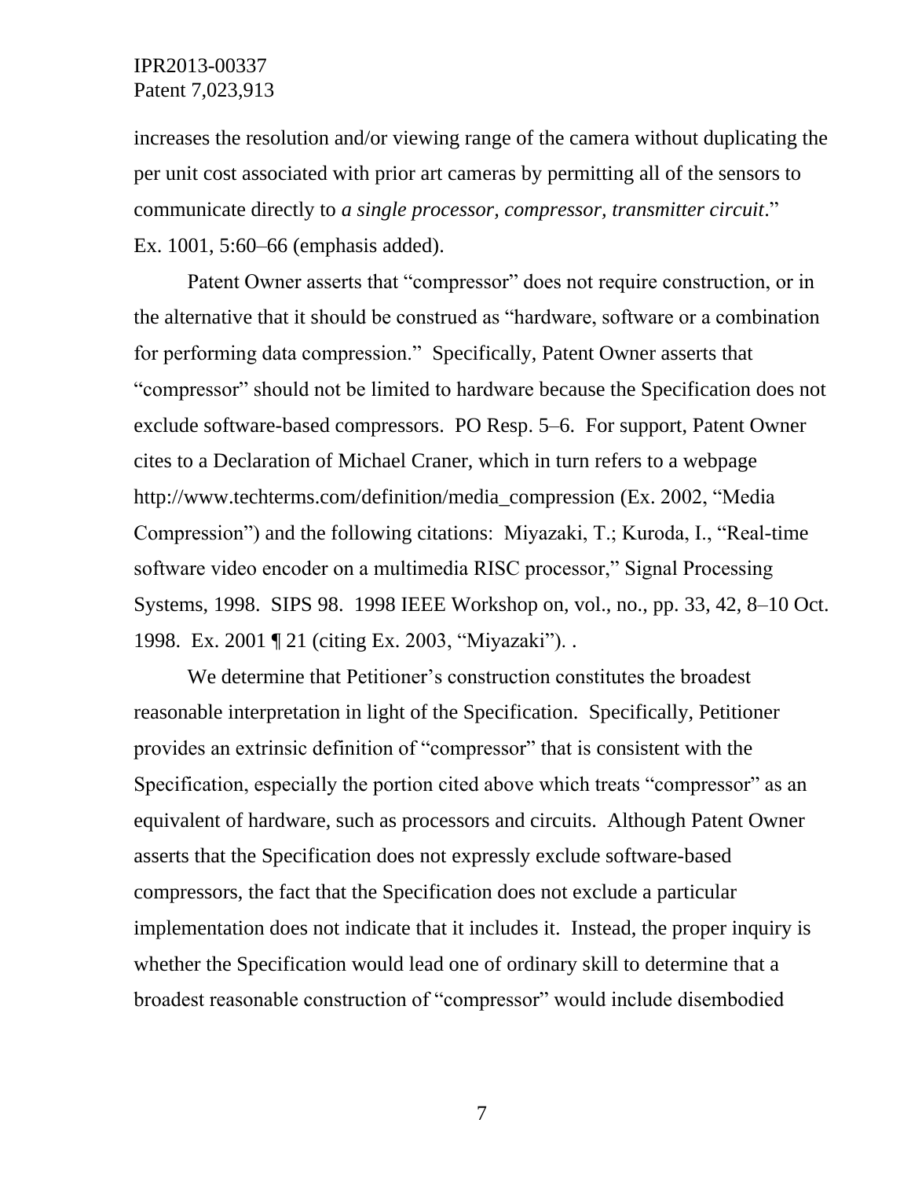increases the resolution and/or viewing range of the camera without duplicating the per unit cost associated with prior art cameras by permitting all of the sensors to communicate directly to *a single processor, compressor, transmitter circuit*." Ex. 1001, 5:60–66 (emphasis added).

Patent Owner asserts that "compressor" does not require construction, or in the alternative that it should be construed as "hardware, software or a combination for performing data compression." Specifically, Patent Owner asserts that "compressor" should not be limited to hardware because the Specification does not exclude software-based compressors. PO Resp. 5–6. For support, Patent Owner cites to a Declaration of Michael Craner, which in turn refers to a webpage http://www.techterms.com/definition/media_compression (Ex. 2002, "Media Compression") and the following citations: Miyazaki, T.; Kuroda, I., "Real-time software video encoder on a multimedia RISC processor," Signal Processing Systems, 1998. SIPS 98. 1998 IEEE Workshop on, vol., no., pp. 33, 42, 8–10 Oct. 1998. Ex. 2001 ¶ 21 (citing Ex. 2003, "Miyazaki"). .

We determine that Petitioner's construction constitutes the broadest reasonable interpretation in light of the Specification. Specifically, Petitioner provides an extrinsic definition of "compressor" that is consistent with the Specification, especially the portion cited above which treats "compressor" as an equivalent of hardware, such as processors and circuits. Although Patent Owner asserts that the Specification does not expressly exclude software-based compressors, the fact that the Specification does not exclude a particular implementation does not indicate that it includes it. Instead, the proper inquiry is whether the Specification would lead one of ordinary skill to determine that a broadest reasonable construction of "compressor" would include disembodied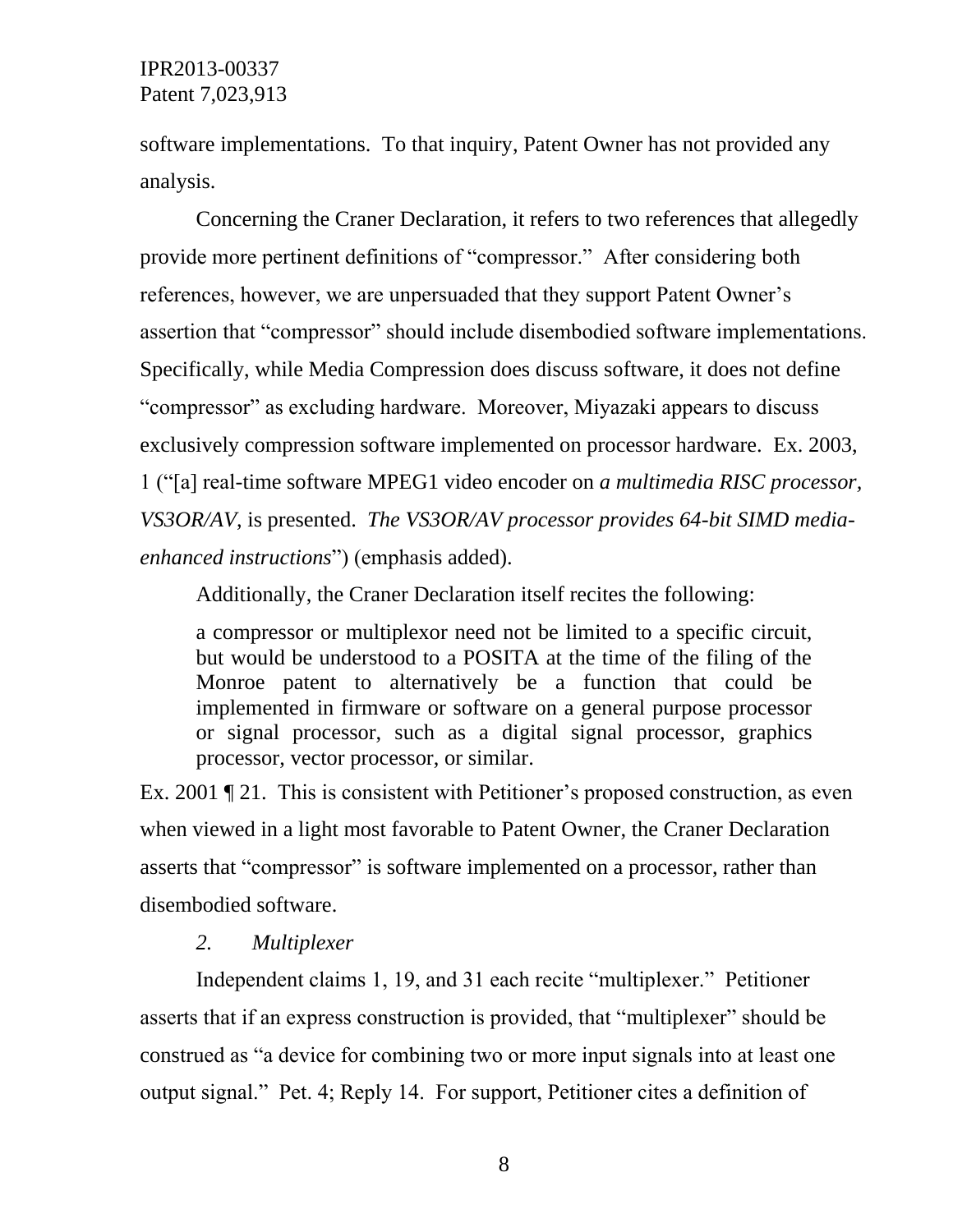software implementations. To that inquiry, Patent Owner has not provided any analysis.

Concerning the Craner Declaration, it refers to two references that allegedly provide more pertinent definitions of "compressor." After considering both references, however, we are unpersuaded that they support Patent Owner's assertion that "compressor" should include disembodied software implementations. Specifically, while Media Compression does discuss software, it does not define "compressor" as excluding hardware. Moreover, Miyazaki appears to discuss exclusively compression software implemented on processor hardware. Ex. 2003, 1 ("[a] real-time software MPEG1 video encoder on *a multimedia RISC processor, VS3OR/AV*, is presented. *The VS3OR/AV processor provides 64-bit SIMD media-enhanced instructions*") (emphasis added).

Additionally, the Craner Declaration itself recites the following:

> a compressor or multiplexor need not be limited to a specific circuit, but would be understood to a POSITA at the time of the filing of the Monroe patent to alternatively be a function that could be implemented in firmware or software on a general purpose processor or signal processor, such as a digital signal processor, graphics processor, vector processor, or similar.

Ex. 2001 ¶ 21. This is consistent with Petitioner's proposed construction, as even when viewed in a light most favorable to Patent Owner, the Craner Declaration asserts that "compressor" is software implemented on a processor, rather than disembodied software.

### *2. Multiplexer*

Independent claims 1, 19, and 31 each recite "multiplexer." Petitioner asserts that if an express construction is provided, that "multiplexer" should be construed as "a device for combining two or more input signals into at least one output signal." Pet. 4; Reply 14. For support, Petitioner cites a definition of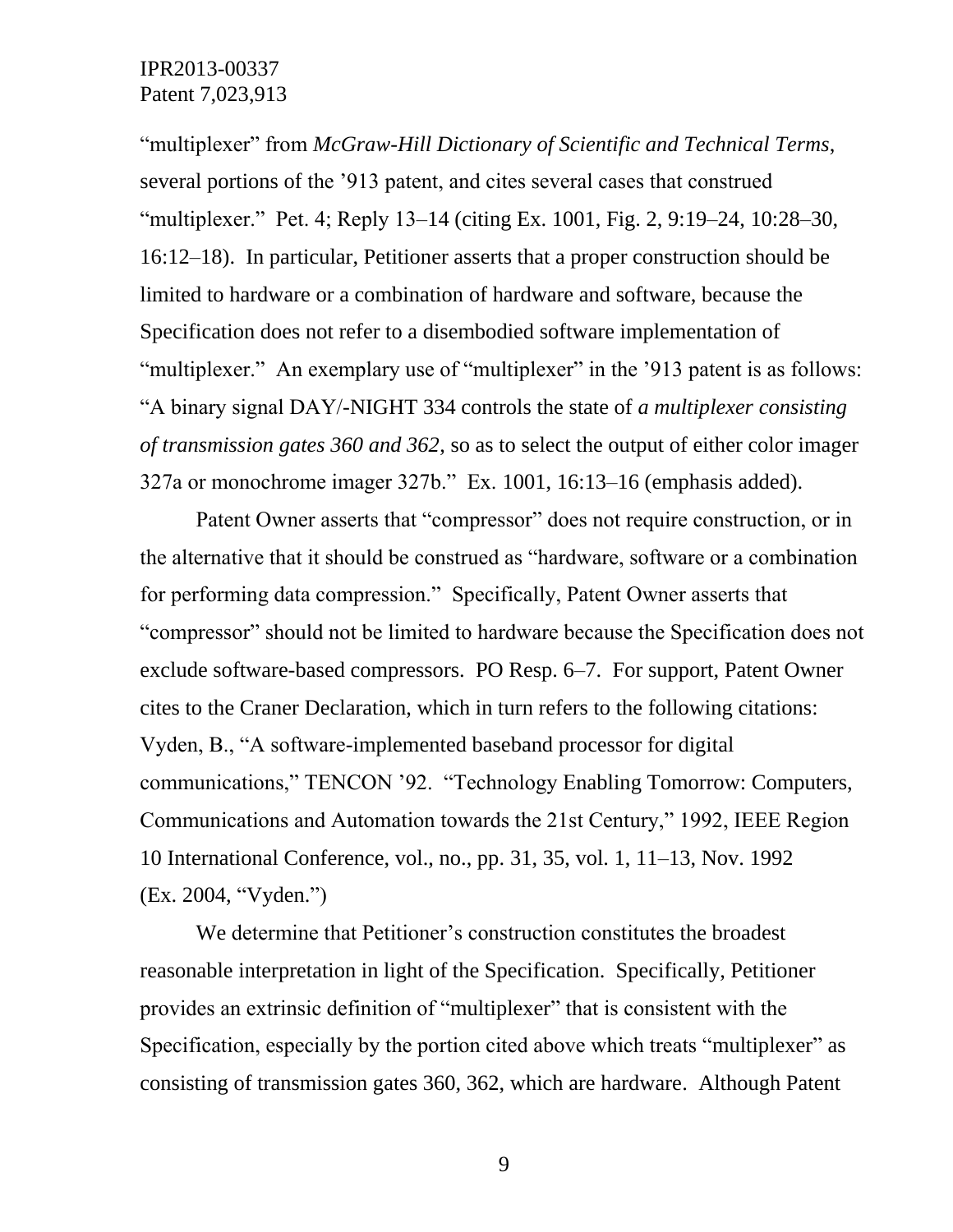"multiplexer" from *McGraw-Hill Dictionary of Scientific and Technical Terms*, several portions of the '913 patent, and cites several cases that construed "multiplexer." Pet. 4; Reply 13–14 (citing Ex. 1001, Fig. 2, 9:19–24, 10:28–30, 16:12–18). In particular, Petitioner asserts that a proper construction should be limited to hardware or a combination of hardware and software, because the Specification does not refer to a disembodied software implementation of "multiplexer." An exemplary use of "multiplexer" in the '913 patent is as follows: "A binary signal DAY/-NIGHT 334 controls the state of *a multiplexer consisting of transmission gates 360 and 362*, so as to select the output of either color imager 327a or monochrome imager 327b." Ex. 1001, 16:13–16 (emphasis added).

Patent Owner asserts that "compressor" does not require construction, or in the alternative that it should be construed as "hardware, software or a combination for performing data compression." Specifically, Patent Owner asserts that "compressor" should not be limited to hardware because the Specification does not exclude software-based compressors. PO Resp. 6–7. For support, Patent Owner cites to the Craner Declaration, which in turn refers to the following citations: Vyden, B., "A software-implemented baseband processor for digital communications," TENCON '92. "Technology Enabling Tomorrow: Computers, Communications and Automation towards the 21st Century," 1992, IEEE Region 10 International Conference, vol., no., pp. 31, 35, vol. 1, 11–13, Nov. 1992 (Ex. 2004, "Vyden.")

We determine that Petitioner's construction constitutes the broadest reasonable interpretation in light of the Specification. Specifically, Petitioner provides an extrinsic definition of "multiplexer" that is consistent with the Specification, especially by the portion cited above which treats "multiplexer" as consisting of transmission gates 360, 362, which are hardware. Although Patent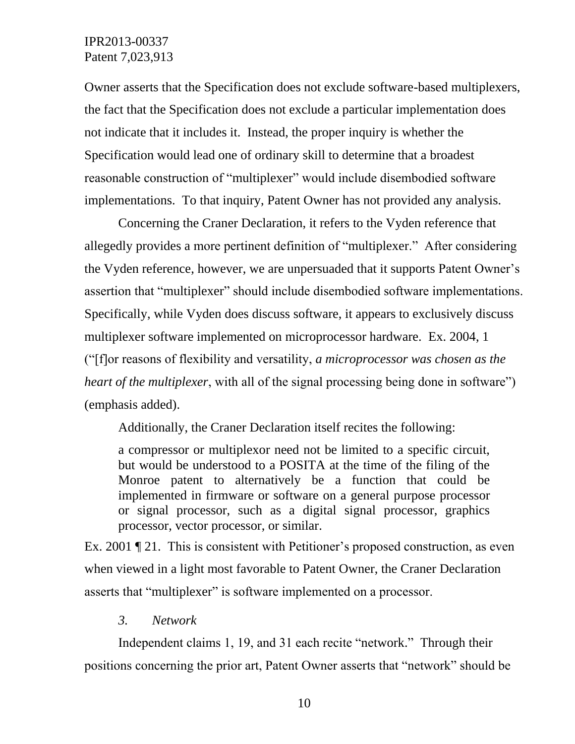Owner asserts that the Specification does not exclude software-based multiplexers, the fact that the Specification does not exclude a particular implementation does not indicate that it includes it. Instead, the proper inquiry is whether the Specification would lead one of ordinary skill to determine that a broadest reasonable construction of "multiplexer" would include disembodied software implementations. To that inquiry, Patent Owner has not provided any analysis.

Concerning the Craner Declaration, it refers to the Vyden reference that allegedly provides a more pertinent definition of "multiplexer." After considering the Vyden reference, however, we are unpersuaded that it supports Patent Owner's assertion that "multiplexer" should include disembodied software implementations. Specifically, while Vyden does discuss software, it appears to exclusively discuss multiplexer software implemented on microprocessor hardware. Ex. 2004, 1 ("[f]or reasons of flexibility and versatility, *a microprocessor was chosen as the heart of the multiplexer*, with all of the signal processing being done in software") (emphasis added).

Additionally, the Craner Declaration itself recites the following:

> a compressor or multiplexor need not be limited to a specific circuit, but would be understood to a POSITA at the time of the filing of the Monroe patent to alternatively be a function that could be implemented in firmware or software on a general purpose processor or signal processor, such as a digital signal processor, graphics processor, vector processor, or similar.

Ex. 2001 ¶ 21. This is consistent with Petitioner's proposed construction, as even when viewed in a light most favorable to Patent Owner, the Craner Declaration asserts that "multiplexer" is software implemented on a processor.

### *3. Network*

Independent claims 1, 19, and 31 each recite "network." Through their positions concerning the prior art, Patent Owner asserts that "network" should be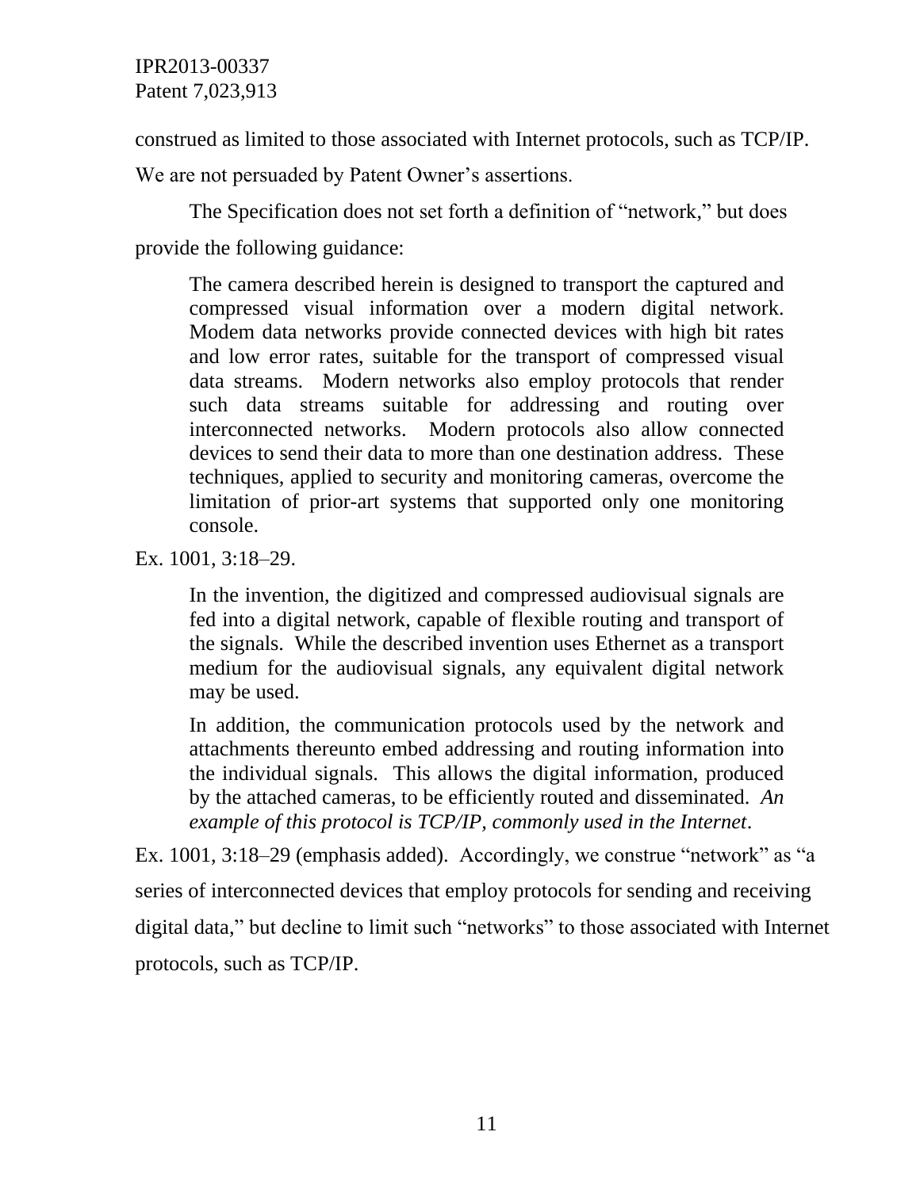construed as limited to those associated with Internet protocols, such as TCP/IP. We are not persuaded by Patent Owner's assertions.

The Specification does not set forth a definition of "network," but does provide the following guidance:

> The camera described herein is designed to transport the captured and compressed visual information over a modern digital network. Modem data networks provide connected devices with high bit rates and low error rates, suitable for the transport of compressed visual data streams. Modern networks also employ protocols that render such data streams suitable for addressing and routing over interconnected networks. Modern protocols also allow connected devices to send their data to more than one destination address. These techniques, applied to security and monitoring cameras, overcome the limitation of prior-art systems that supported only one monitoring console.

Ex. 1001, 3:18–29.

> In the invention, the digitized and compressed audiovisual signals are fed into a digital network, capable of flexible routing and transport of the signals. While the described invention uses Ethernet as a transport medium for the audiovisual signals, any equivalent digital network may be used.
>
> In addition, the communication protocols used by the network and attachments thereunto embed addressing and routing information into the individual signals. This allows the digital information, produced by the attached cameras, to be efficiently routed and disseminated. *An example of this protocol is TCP/IP, commonly used in the Internet*.

Ex. 1001, 3:18–29 (emphasis added). Accordingly, we construe "network" as "a series of interconnected devices that employ protocols for sending and receiving digital data," but decline to limit such "networks" to those associated with Internet protocols, such as TCP/IP.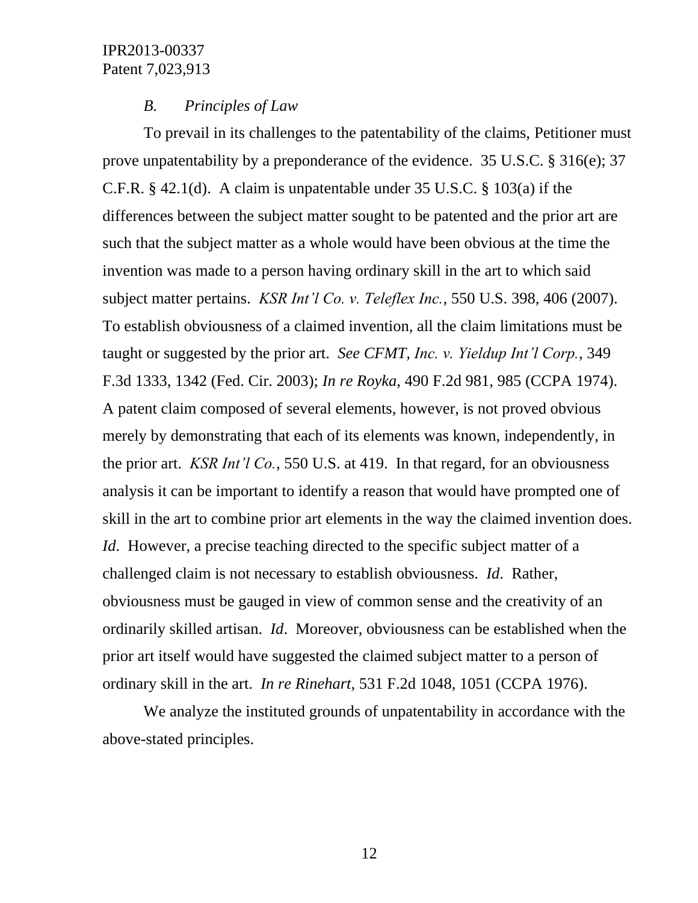### *B. Principles of Law*

To prevail in its challenges to the patentability of the claims, Petitioner must prove unpatentability by a preponderance of the evidence. 35 U.S.C. § 316(e); 37 C.F.R. § 42.1(d). A claim is unpatentable under 35 U.S.C. § 103(a) if the differences between the subject matter sought to be patented and the prior art are such that the subject matter as a whole would have been obvious at the time the invention was made to a person having ordinary skill in the art to which said subject matter pertains. *KSR Int'l Co. v. Teleflex Inc.*, 550 U.S. 398, 406 (2007). To establish obviousness of a claimed invention, all the claim limitations must be taught or suggested by the prior art. *See CFMT, Inc. v. Yieldup Int'l Corp.*, 349 F.3d 1333, 1342 (Fed. Cir. 2003); *In re Royka*, 490 F.2d 981, 985 (CCPA 1974). A patent claim composed of several elements, however, is not proved obvious merely by demonstrating that each of its elements was known, independently, in the prior art. *KSR Int'l Co.*, 550 U.S. at 419. In that regard, for an obviousness analysis it can be important to identify a reason that would have prompted one of skill in the art to combine prior art elements in the way the claimed invention does. *Id*. However, a precise teaching directed to the specific subject matter of a challenged claim is not necessary to establish obviousness. *Id*. Rather, obviousness must be gauged in view of common sense and the creativity of an ordinarily skilled artisan. *Id*. Moreover, obviousness can be established when the prior art itself would have suggested the claimed subject matter to a person of ordinary skill in the art. *In re Rinehart*, 531 F.2d 1048, 1051 (CCPA 1976).

We analyze the instituted grounds of unpatentability in accordance with the above-stated principles.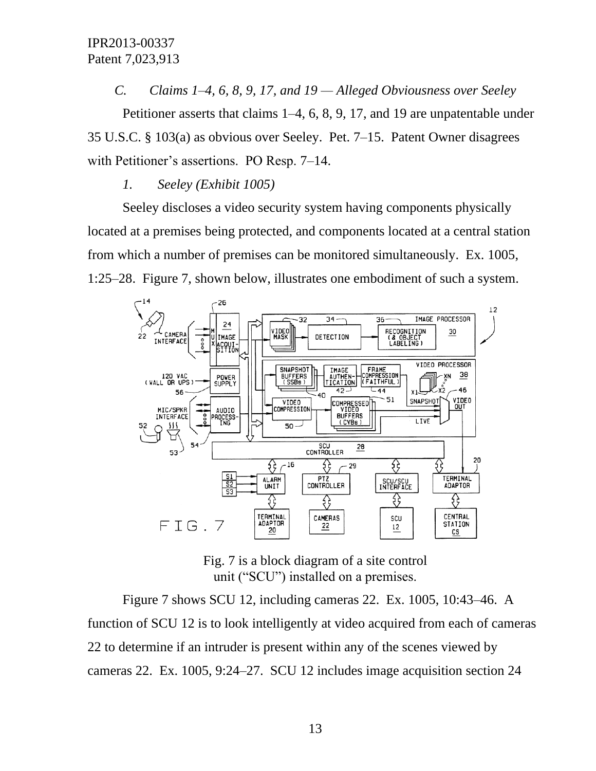### C. *Claims 1–4, 6, 8, 9, 17, and 19 — Alleged Obviousness over Seeley*

Petitioner asserts that claims 1–4, 6, 8, 9, 17, and 19 are unpatentable under 35 U.S.C. § 103(a) as obvious over Seeley. Pet. 7–15. Patent Owner disagrees with Petitioner's assertions. PO Resp. 7–14.

#### 1. *Seeley (Exhibit 1005)*

Seeley discloses a video security system having components physically located at a premises being protected, and components located at a central station from which a number of premises can be monitored simultaneously. Ex. 1005, 1:25–28. Figure 7, shown below, illustrates one embodiment of such a system.

Fig. 7 is a block diagram of a site control unit ("SCU") installed on a premises.

Figure 7 shows SCU 12, including cameras 22. Ex. 1005, 10:43–46. A function of SCU 12 is to look intelligently at video acquired from each of cameras 22 to determine if an intruder is present within any of the scenes viewed by cameras 22. Ex. 1005, 9:24–27. SCU 12 includes image acquisition section 24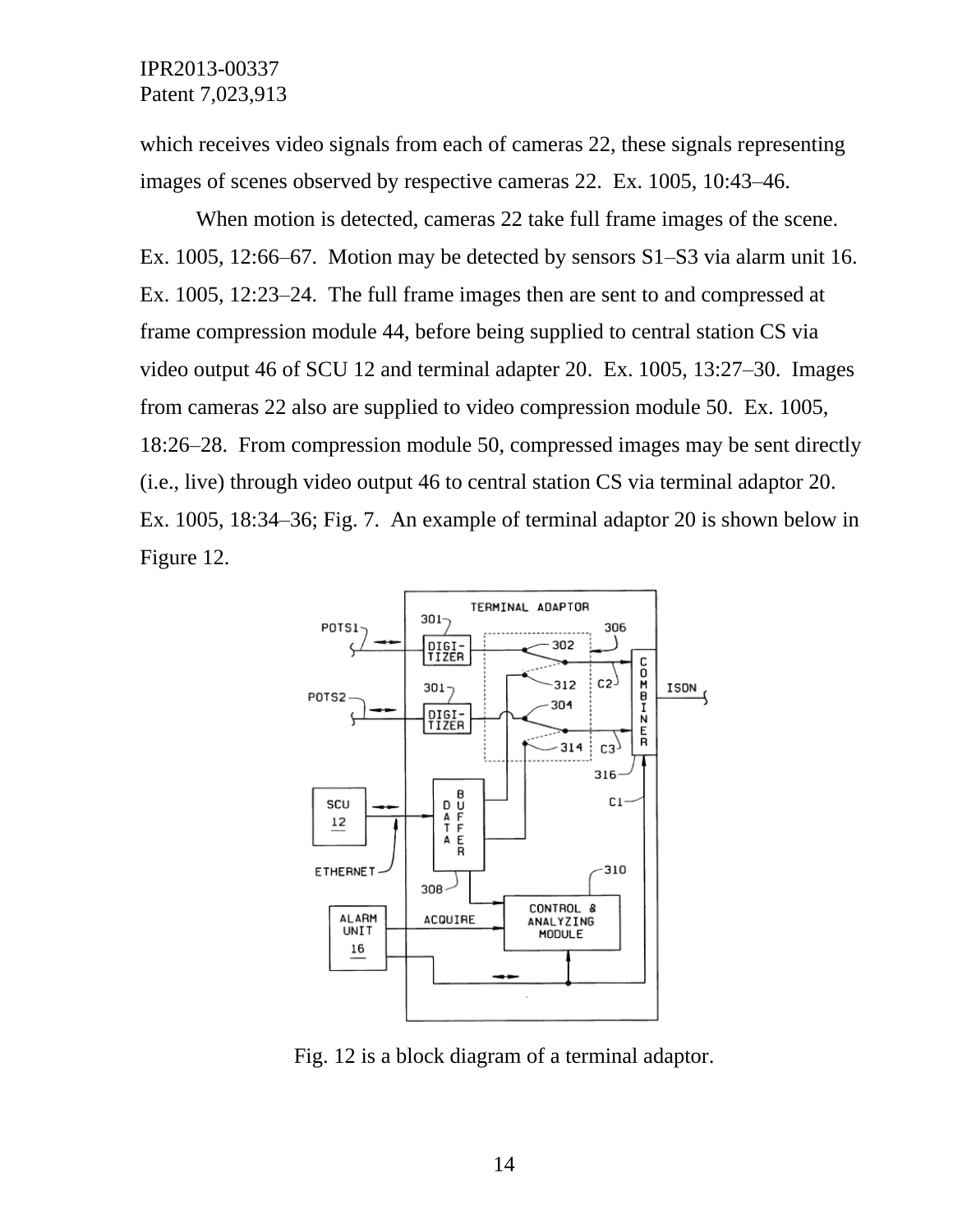which receives video signals from each of cameras 22, these signals representing images of scenes observed by respective cameras 22. Ex. 1005, 10:43–46.

When motion is detected, cameras 22 take full frame images of the scene. Ex. 1005, 12:66–67. Motion may be detected by sensors S1–S3 via alarm unit 16. Ex. 1005, 12:23–24. The full frame images then are sent to and compressed at frame compression module 44, before being supplied to central station CS via video output 46 of SCU 12 and terminal adapter 20. Ex. 1005, 13:27–30. Images from cameras 22 also are supplied to video compression module 50. Ex. 1005, 18:26–28. From compression module 50, compressed images may be sent directly (i.e., live) through video output 46 to central station CS via terminal adaptor 20. Ex. 1005, 18:34–36; Fig. 7. An example of terminal adaptor 20 is shown below in Figure 12.

Fig. 12 is a block diagram of a terminal adaptor.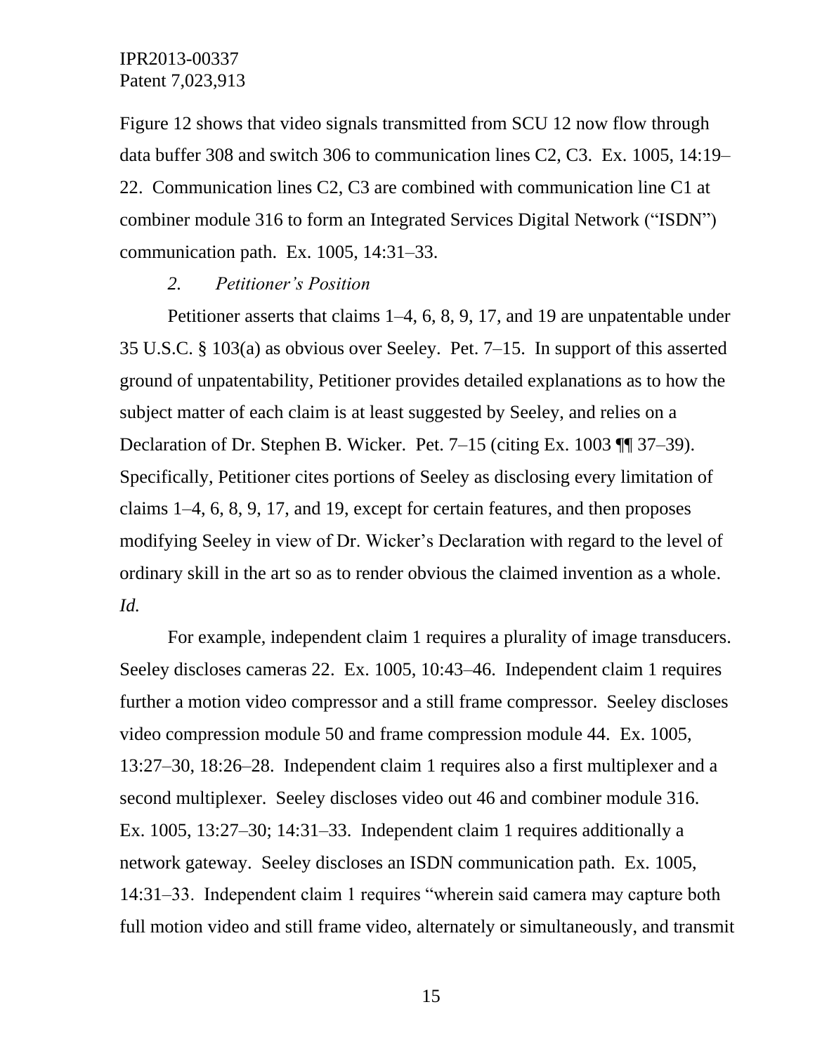Figure 12 shows that video signals transmitted from SCU 12 now flow through data buffer 308 and switch 306 to communication lines C2, C3. Ex. 1005, 14:19–22. Communication lines C2, C3 are combined with communication line C1 at combiner module 316 to form an Integrated Services Digital Network ("ISDN") communication path. Ex. 1005, 14:31–33.

### *2. Petitioner's Position*

Petitioner asserts that claims 1–4, 6, 8, 9, 17, and 19 are unpatentable under 35 U.S.C. § 103(a) as obvious over Seeley. Pet. 7–15. In support of this asserted ground of unpatentability, Petitioner provides detailed explanations as to how the subject matter of each claim is at least suggested by Seeley, and relies on a Declaration of Dr. Stephen B. Wicker. Pet. 7–15 (citing Ex. 1003 ¶¶ 37–39). Specifically, Petitioner cites portions of Seeley as disclosing every limitation of claims 1–4, 6, 8, 9, 17, and 19, except for certain features, and then proposes modifying Seeley in view of Dr. Wicker's Declaration with regard to the level of ordinary skill in the art so as to render obvious the claimed invention as a whole. *Id.*

For example, independent claim 1 requires a plurality of image transducers. Seeley discloses cameras 22. Ex. 1005, 10:43–46. Independent claim 1 requires further a motion video compressor and a still frame compressor. Seeley discloses video compression module 50 and frame compression module 44. Ex. 1005, 13:27–30, 18:26–28. Independent claim 1 requires also a first multiplexer and a second multiplexer. Seeley discloses video out 46 and combiner module 316. Ex. 1005, 13:27–30; 14:31–33. Independent claim 1 requires additionally a network gateway. Seeley discloses an ISDN communication path. Ex. 1005, 14:31–33. Independent claim 1 requires "wherein said camera may capture both full motion video and still frame video, alternately or simultaneously, and transmit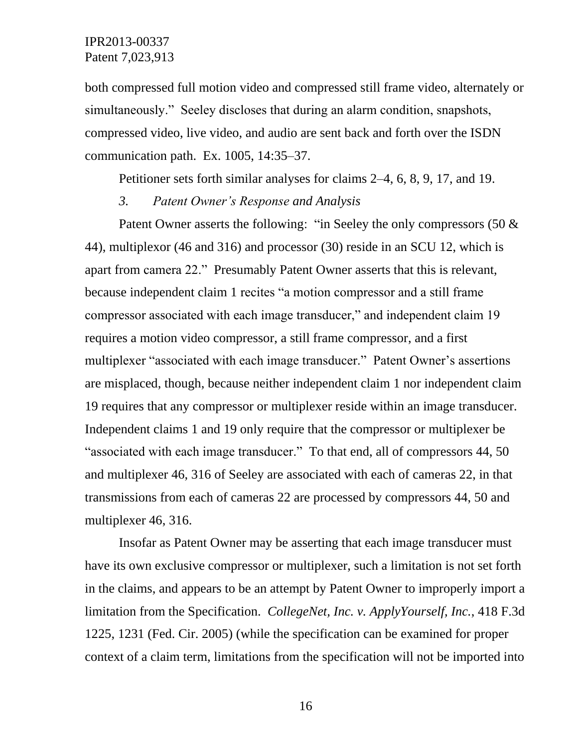both compressed full motion video and compressed still frame video, alternately or simultaneously." Seeley discloses that during an alarm condition, snapshots, compressed video, live video, and audio are sent back and forth over the ISDN communication path. Ex. 1005, 14:35–37.

Petitioner sets forth similar analyses for claims 2–4, 6, 8, 9, 17, and 19.

### *3. Patent Owner's Response* and *Analysis*

Patent Owner asserts the following: "in Seeley the only compressors (50 & 44), multiplexor (46 and 316) and processor (30) reside in an SCU 12, which is apart from camera 22." Presumably Patent Owner asserts that this is relevant, because independent claim 1 recites "a motion compressor and a still frame compressor associated with each image transducer," and independent claim 19 requires a motion video compressor, a still frame compressor, and a first multiplexer "associated with each image transducer." Patent Owner's assertions are misplaced, though, because neither independent claim 1 nor independent claim 19 requires that any compressor or multiplexer reside within an image transducer. Independent claims 1 and 19 only require that the compressor or multiplexer be "associated with each image transducer." To that end, all of compressors 44, 50 and multiplexer 46, 316 of Seeley are associated with each of cameras 22, in that transmissions from each of cameras 22 are processed by compressors 44, 50 and multiplexer 46, 316.

Insofar as Patent Owner may be asserting that each image transducer must have its own exclusive compressor or multiplexer, such a limitation is not set forth in the claims, and appears to be an attempt by Patent Owner to improperly import a limitation from the Specification. *CollegeNet, Inc. v. ApplyYourself, Inc.*, 418 F.3d 1225, 1231 (Fed. Cir. 2005) (while the specification can be examined for proper context of a claim term, limitations from the specification will not be imported into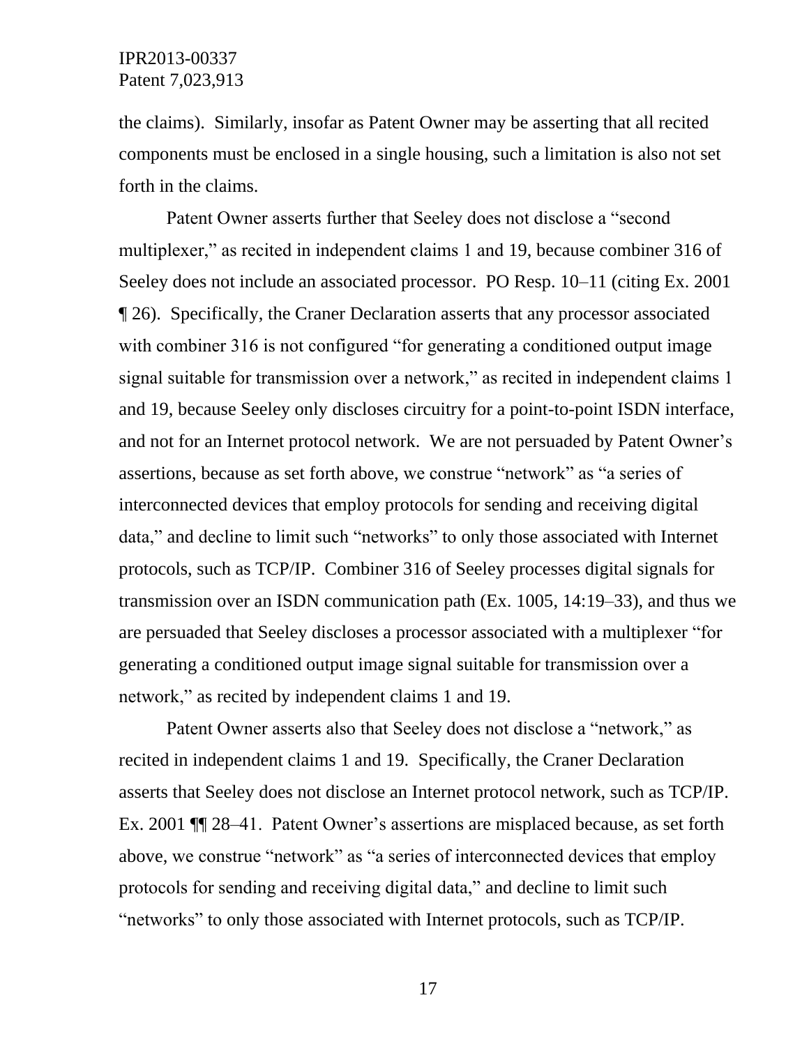the claims). Similarly, insofar as Patent Owner may be asserting that all recited components must be enclosed in a single housing, such a limitation is also not set forth in the claims.

Patent Owner asserts further that Seeley does not disclose a "second multiplexer," as recited in independent claims 1 and 19, because combiner 316 of Seeley does not include an associated processor. PO Resp. 10–11 (citing Ex. 2001 ¶ 26). Specifically, the Craner Declaration asserts that any processor associated with combiner 316 is not configured "for generating a conditioned output image signal suitable for transmission over a network," as recited in independent claims 1 and 19, because Seeley only discloses circuitry for a point-to-point ISDN interface, and not for an Internet protocol network. We are not persuaded by Patent Owner's assertions, because as set forth above, we construe "network" as "a series of interconnected devices that employ protocols for sending and receiving digital data," and decline to limit such "networks" to only those associated with Internet protocols, such as TCP/IP. Combiner 316 of Seeley processes digital signals for transmission over an ISDN communication path (Ex. 1005, 14:19–33), and thus we are persuaded that Seeley discloses a processor associated with a multiplexer "for generating a conditioned output image signal suitable for transmission over a network," as recited by independent claims 1 and 19.

Patent Owner asserts also that Seeley does not disclose a "network," as recited in independent claims 1 and 19. Specifically, the Craner Declaration asserts that Seeley does not disclose an Internet protocol network, such as TCP/IP. Ex. 2001 ¶¶ 28–41. Patent Owner's assertions are misplaced because, as set forth above, we construe "network" as "a series of interconnected devices that employ protocols for sending and receiving digital data," and decline to limit such "networks" to only those associated with Internet protocols, such as TCP/IP.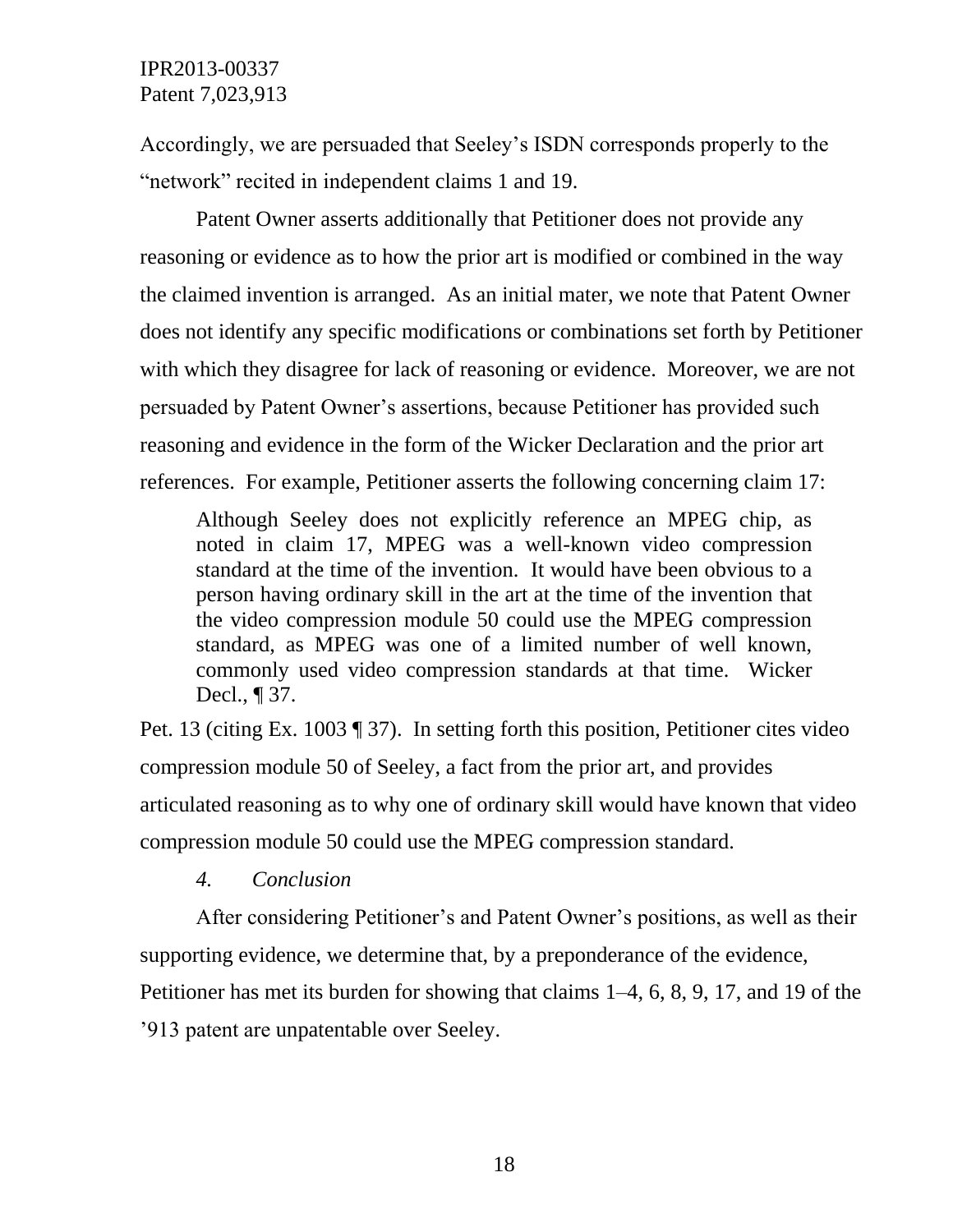Accordingly, we are persuaded that Seeley's ISDN corresponds properly to the "network" recited in independent claims 1 and 19.

Patent Owner asserts additionally that Petitioner does not provide any reasoning or evidence as to how the prior art is modified or combined in the way the claimed invention is arranged. As an initial mater, we note that Patent Owner does not identify any specific modifications or combinations set forth by Petitioner with which they disagree for lack of reasoning or evidence. Moreover, we are not persuaded by Patent Owner's assertions, because Petitioner has provided such reasoning and evidence in the form of the Wicker Declaration and the prior art references. For example, Petitioner asserts the following concerning claim 17:

> Although Seeley does not explicitly reference an MPEG chip, as noted in claim 17, MPEG was a well-known video compression standard at the time of the invention. It would have been obvious to a person having ordinary skill in the art at the time of the invention that the video compression module 50 could use the MPEG compression standard, as MPEG was one of a limited number of well known, commonly used video compression standards at that time. Wicker Decl., ¶ 37.

Pet. 13 (citing Ex. 1003 ¶ 37). In setting forth this position, Petitioner cites video compression module 50 of Seeley, a fact from the prior art, and provides articulated reasoning as to why one of ordinary skill would have known that video compression module 50 could use the MPEG compression standard.

*4. Conclusion*

After considering Petitioner's and Patent Owner's positions, as well as their supporting evidence, we determine that, by a preponderance of the evidence, Petitioner has met its burden for showing that claims 1–4, 6, 8, 9, 17, and 19 of the '913 patent are unpatentable over Seeley.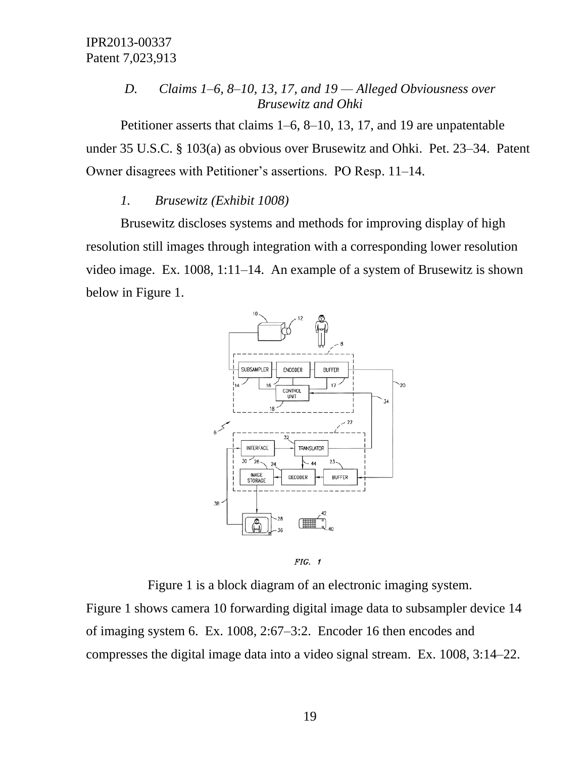### *D. Claims 1–6, 8–10, 13, 17, and 19 — Alleged Obviousness over Brusewitz and Ohki*

Petitioner asserts that claims 1–6, 8–10, 13, 17, and 19 are unpatentable under 35 U.S.C. § 103(a) as obvious over Brusewitz and Ohki. Pet. 23–34. Patent Owner disagrees with Petitioner's assertions. PO Resp. 11–14.

#### *1. Brusewitz (Exhibit 1008)*

Brusewitz discloses systems and methods for improving display of high resolution still images through integration with a corresponding lower resolution video image. Ex. 1008, 1:11–14. An example of a system of Brusewitz is shown below in Figure 1.

Figure 1 is a block diagram of an electronic imaging system.

Figure 1 shows camera 10 forwarding digital image data to subsampler device 14 of imaging system 6. Ex. 1008, 2:67–3:2. Encoder 16 then encodes and compresses the digital image data into a video signal stream. Ex. 1008, 3:14–22.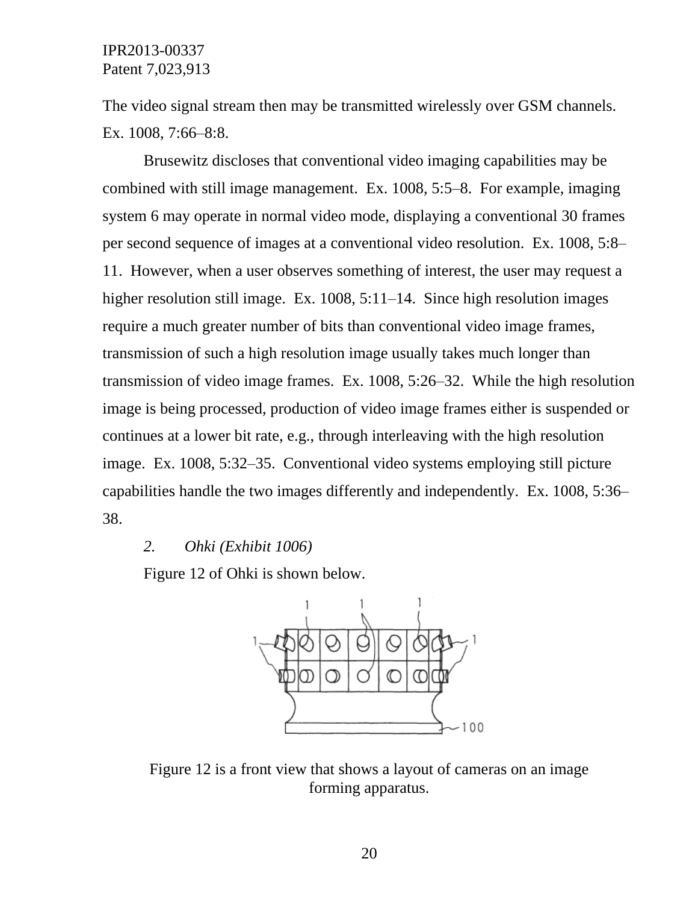The video signal stream then may be transmitted wirelessly over GSM channels. Ex. 1008, 7:66–8:8.

Brusewitz discloses that conventional video imaging capabilities may be combined with still image management. Ex. 1008, 5:5–8. For example, imaging system 6 may operate in normal video mode, displaying a conventional 30 frames per second sequence of images at a conventional video resolution. Ex. 1008, 5:8–11. However, when a user observes something of interest, the user may request a higher resolution still image. Ex. 1008, 5:11–14. Since high resolution images require a much greater number of bits than conventional video image frames, transmission of such a high resolution image usually takes much longer than transmission of video image frames. Ex. 1008, 5:26–32. While the high resolution image is being processed, production of video image frames either is suspended or continues at a lower bit rate, e.g., through interleaving with the high resolution image. Ex. 1008, 5:32–35. Conventional video systems employing still picture capabilities handle the two images differently and independently. Ex. 1008, 5:36–38.

*2. Ohki (Exhibit 1006)*

Figure 12 of Ohki is shown below.

Figure 12 is a front view that shows a layout of cameras on an image forming apparatus.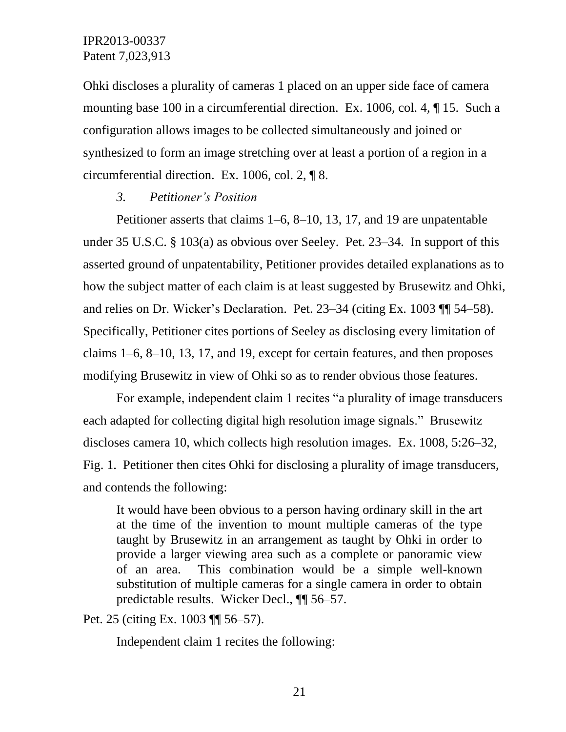Ohki discloses a plurality of cameras 1 placed on an upper side face of camera mounting base 100 in a circumferential direction. Ex. 1006, col. 4, ¶ 15. Such a configuration allows images to be collected simultaneously and joined or synthesized to form an image stretching over at least a portion of a region in a circumferential direction. Ex. 1006, col. 2, ¶ 8.

### *3. Petitioner's Position*

Petitioner asserts that claims 1–6, 8–10, 13, 17, and 19 are unpatentable under 35 U.S.C. § 103(a) as obvious over Seeley. Pet. 23–34. In support of this asserted ground of unpatentability, Petitioner provides detailed explanations as to how the subject matter of each claim is at least suggested by Brusewitz and Ohki, and relies on Dr. Wicker's Declaration. Pet. 23–34 (citing Ex. 1003 ¶¶ 54–58). Specifically, Petitioner cites portions of Seeley as disclosing every limitation of claims 1–6, 8–10, 13, 17, and 19, except for certain features, and then proposes modifying Brusewitz in view of Ohki so as to render obvious those features.

For example, independent claim 1 recites "a plurality of image transducers each adapted for collecting digital high resolution image signals." Brusewitz discloses camera 10, which collects high resolution images. Ex. 1008, 5:26–32, Fig. 1. Petitioner then cites Ohki for disclosing a plurality of image transducers, and contends the following:

> It would have been obvious to a person having ordinary skill in the art at the time of the invention to mount multiple cameras of the type taught by Brusewitz in an arrangement as taught by Ohki in order to provide a larger viewing area such as a complete or panoramic view of an area. This combination would be a simple well-known substitution of multiple cameras for a single camera in order to obtain predictable results. Wicker Decl., ¶¶ 56–57.

Pet. 25 (citing Ex. 1003 ¶¶ 56–57).

Independent claim 1 recites the following: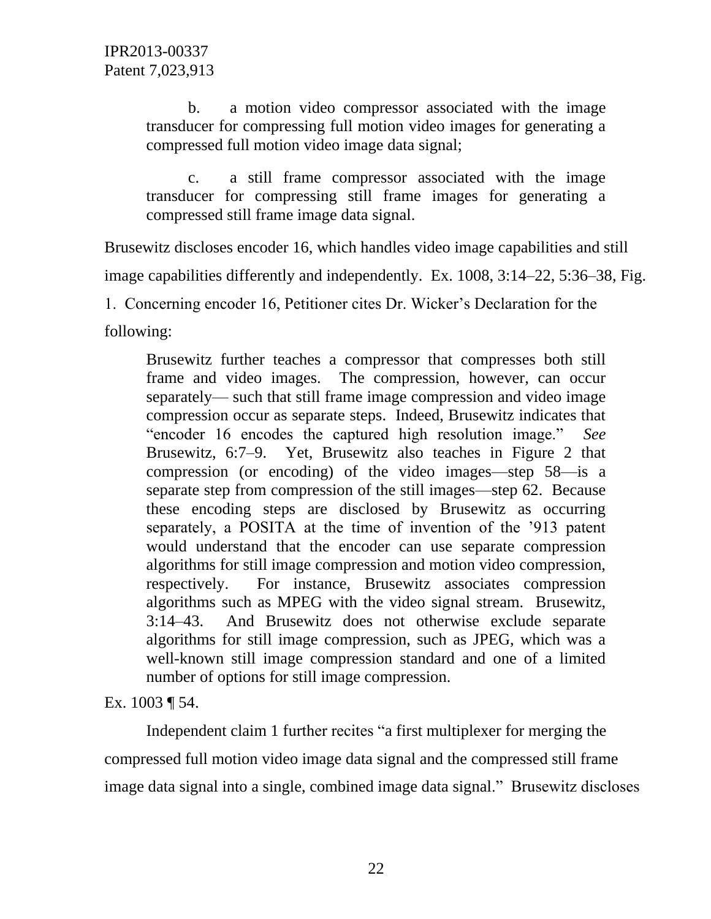> b. a motion video compressor associated with the image transducer for compressing full motion video images for generating a compressed full motion video image data signal;
>
> c. a still frame compressor associated with the image transducer for compressing still frame images for generating a compressed still frame image data signal.

Brusewitz discloses encoder 16, which handles video image capabilities and still image capabilities differently and independently. Ex. 1008, 3:14–22, 5:36–38, Fig. 1. Concerning encoder 16, Petitioner cites Dr. Wicker's Declaration for the following:

> Brusewitz further teaches a compressor that compresses both still frame and video images. The compression, however, can occur separately— such that still frame image compression and video image compression occur as separate steps. Indeed, Brusewitz indicates that "encoder 16 encodes the captured high resolution image." *See* Brusewitz, 6:7–9. Yet, Brusewitz also teaches in Figure 2 that compression (or encoding) of the video images—step 58—is a separate step from compression of the still images—step 62. Because these encoding steps are disclosed by Brusewitz as occurring separately, a POSITA at the time of invention of the '913 patent would understand that the encoder can use separate compression algorithms for still image compression and motion video compression, respectively. For instance, Brusewitz associates compression algorithms such as MPEG with the video signal stream. Brusewitz, 3:14–43. And Brusewitz does not otherwise exclude separate algorithms for still image compression, such as JPEG, which was a well-known still image compression standard and one of a limited number of options for still image compression.

Ex. 1003 ¶ 54.

Independent claim 1 further recites "a first multiplexer for merging the compressed full motion video image data signal and the compressed still frame image data signal into a single, combined image data signal." Brusewitz discloses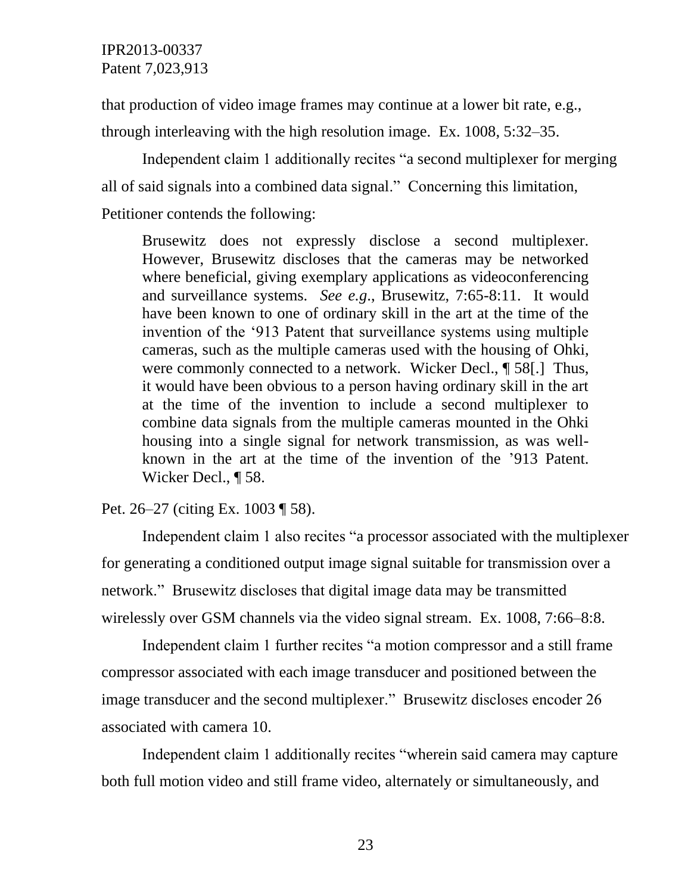that production of video image frames may continue at a lower bit rate, e.g., through interleaving with the high resolution image. Ex. 1008, 5:32–35.

Independent claim 1 additionally recites "a second multiplexer for merging all of said signals into a combined data signal." Concerning this limitation, Petitioner contends the following:

> Brusewitz does not expressly disclose a second multiplexer. However, Brusewitz discloses that the cameras may be networked where beneficial, giving exemplary applications as videoconferencing and surveillance systems. *See e.g.*, Brusewitz, 7:65-8:11. It would have been known to one of ordinary skill in the art at the time of the invention of the '913 Patent that surveillance systems using multiple cameras, such as the multiple cameras used with the housing of Ohki, were commonly connected to a network. Wicker Decl., ¶ 58[.] Thus, it would have been obvious to a person having ordinary skill in the art at the time of the invention to include a second multiplexer to combine data signals from the multiple cameras mounted in the Ohki housing into a single signal for network transmission, as was well-known in the art at the time of the invention of the '913 Patent. Wicker Decl., ¶ 58.

Pet. 26–27 (citing Ex. 1003 ¶ 58).

Independent claim 1 also recites "a processor associated with the multiplexer for generating a conditioned output image signal suitable for transmission over a network." Brusewitz discloses that digital image data may be transmitted wirelessly over GSM channels via the video signal stream. Ex. 1008, 7:66–8:8.

Independent claim 1 further recites "a motion compressor and a still frame compressor associated with each image transducer and positioned between the image transducer and the second multiplexer." Brusewitz discloses encoder 26 associated with camera 10.

Independent claim 1 additionally recites "wherein said camera may capture both full motion video and still frame video, alternately or simultaneously, and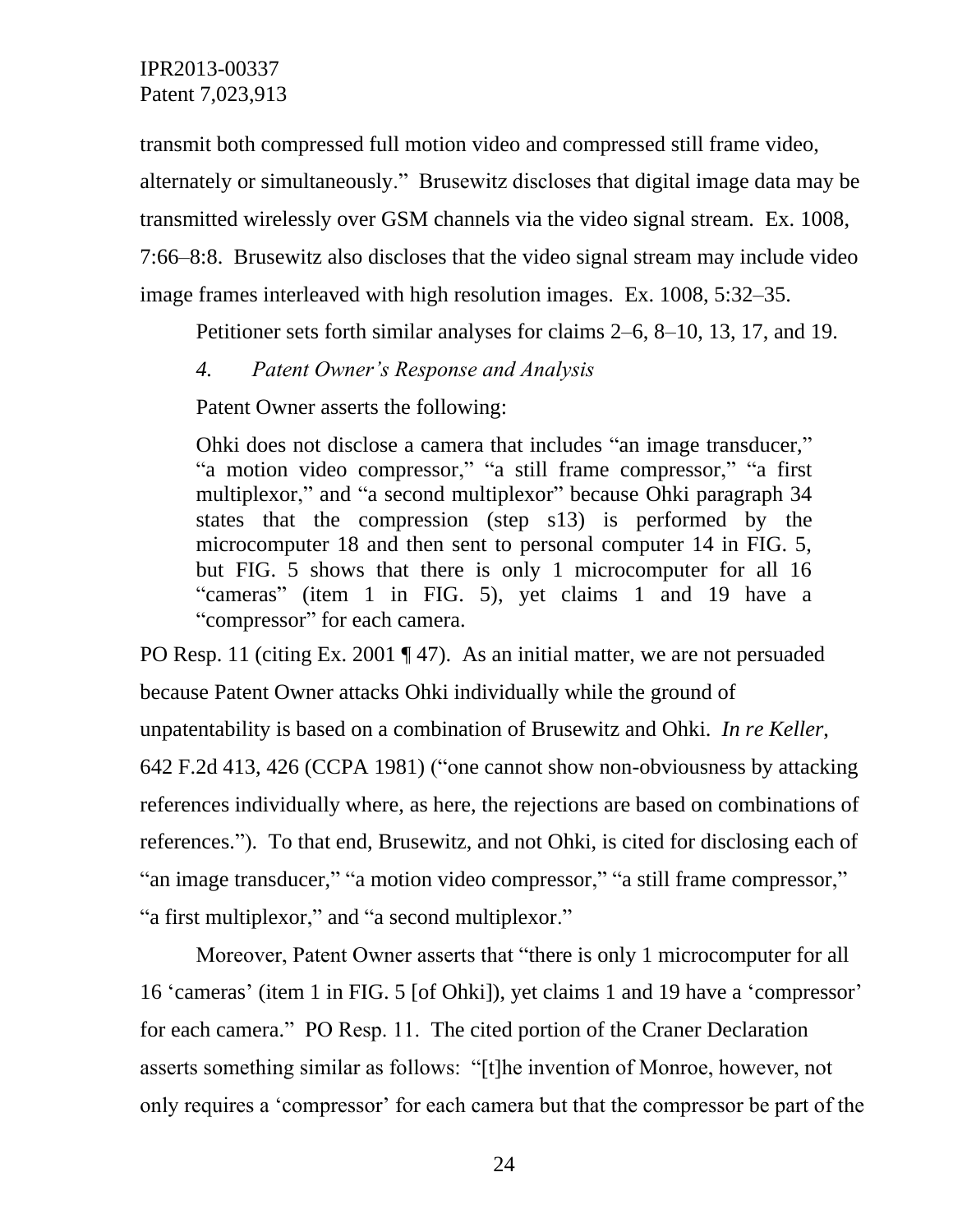transmit both compressed full motion video and compressed still frame video, alternately or simultaneously." Brusewitz discloses that digital image data may be transmitted wirelessly over GSM channels via the video signal stream. Ex. 1008, 7:66–8:8. Brusewitz also discloses that the video signal stream may include video image frames interleaved with high resolution images. Ex. 1008, 5:32–35.

Petitioner sets forth similar analyses for claims 2–6, 8–10, 13, 17, and 19.

*4. Patent Owner's Response and Analysis*

Patent Owner asserts the following:

> Ohki does not disclose a camera that includes "an image transducer," "a motion video compressor," "a still frame compressor," "a first multiplexor," and "a second multiplexor" because Ohki paragraph 34 states that the compression (step s13) is performed by the microcomputer 18 and then sent to personal computer 14 in FIG. 5, but FIG. 5 shows that there is only 1 microcomputer for all 16 "cameras" (item 1 in FIG. 5), yet claims 1 and 19 have a "compressor" for each camera.

PO Resp. 11 (citing Ex. 2001 ¶ 47). As an initial matter, we are not persuaded because Patent Owner attacks Ohki individually while the ground of unpatentability is based on a combination of Brusewitz and Ohki. *In re Keller*, 642 F.2d 413, 426 (CCPA 1981) ("one cannot show non-obviousness by attacking references individually where, as here, the rejections are based on combinations of references."). To that end, Brusewitz, and not Ohki, is cited for disclosing each of "an image transducer," "a motion video compressor," "a still frame compressor," "a first multiplexor," and "a second multiplexor."

Moreover, Patent Owner asserts that "there is only 1 microcomputer for all 16 'cameras' (item 1 in FIG. 5 [of Ohki]), yet claims 1 and 19 have a 'compressor' for each camera." PO Resp. 11. The cited portion of the Craner Declaration asserts something similar as follows: "[t]he invention of Monroe, however, not only requires a 'compressor' for each camera but that the compressor be part of the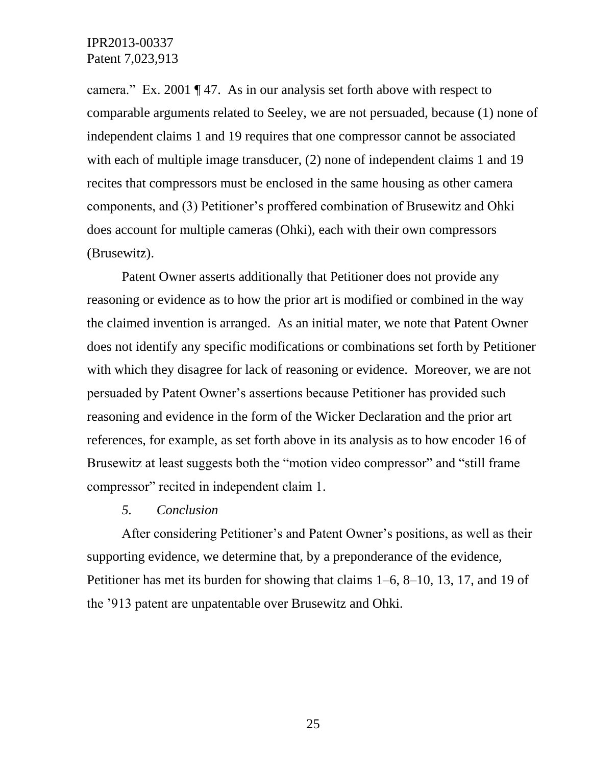camera." Ex. 2001 ¶ 47. As in our analysis set forth above with respect to comparable arguments related to Seeley, we are not persuaded, because (1) none of independent claims 1 and 19 requires that one compressor cannot be associated with each of multiple image transducer, (2) none of independent claims 1 and 19 recites that compressors must be enclosed in the same housing as other camera components, and (3) Petitioner's proffered combination of Brusewitz and Ohki does account for multiple cameras (Ohki), each with their own compressors (Brusewitz).

Patent Owner asserts additionally that Petitioner does not provide any reasoning or evidence as to how the prior art is modified or combined in the way the claimed invention is arranged. As an initial mater, we note that Patent Owner does not identify any specific modifications or combinations set forth by Petitioner with which they disagree for lack of reasoning or evidence. Moreover, we are not persuaded by Patent Owner's assertions because Petitioner has provided such reasoning and evidence in the form of the Wicker Declaration and the prior art references, for example, as set forth above in its analysis as to how encoder 16 of Brusewitz at least suggests both the "motion video compressor" and "still frame compressor" recited in independent claim 1.

*5. Conclusion*

After considering Petitioner's and Patent Owner's positions, as well as their supporting evidence, we determine that, by a preponderance of the evidence, Petitioner has met its burden for showing that claims 1–6, 8–10, 13, 17, and 19 of the '913 patent are unpatentable over Brusewitz and Ohki.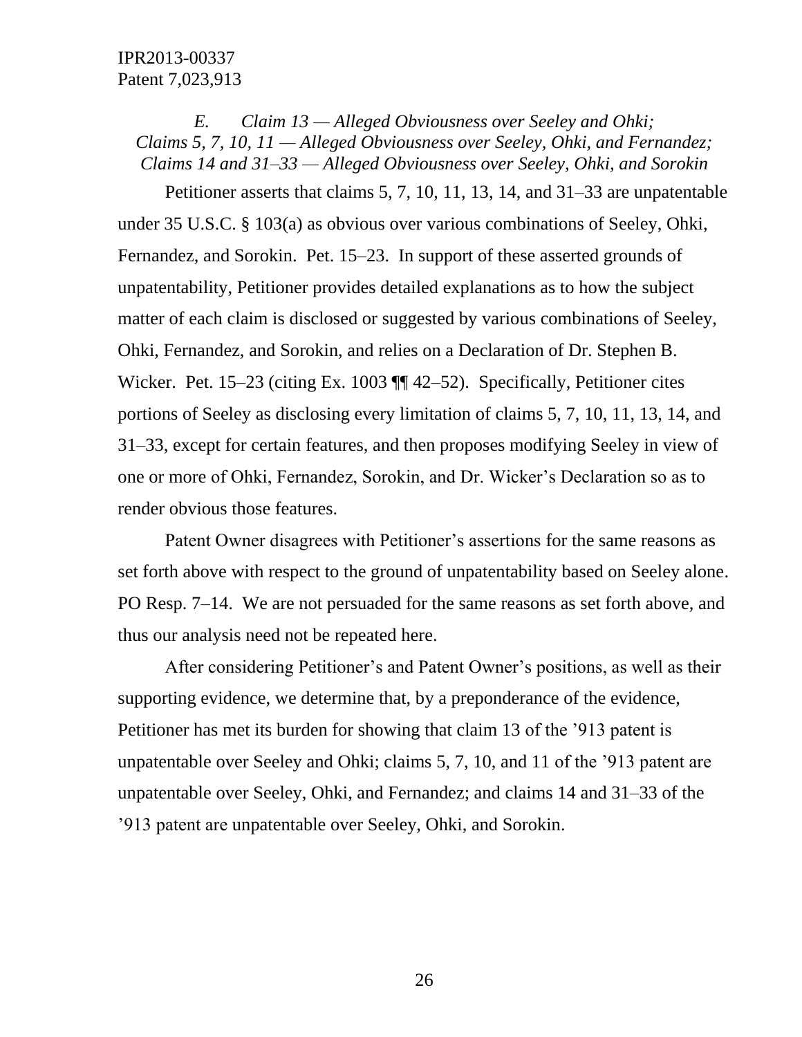*E. Claim 13 — Alleged Obviousness over Seeley and Ohki;*
*Claims 5, 7, 10, 11 — Alleged Obviousness over Seeley, Ohki, and Fernandez;*
*Claims 14 and 31–33 — Alleged Obviousness over Seeley, Ohki, and Sorokin*

Petitioner asserts that claims 5, 7, 10, 11, 13, 14, and 31–33 are unpatentable under 35 U.S.C. § 103(a) as obvious over various combinations of Seeley, Ohki, Fernandez, and Sorokin. Pet. 15–23. In support of these asserted grounds of unpatentability, Petitioner provides detailed explanations as to how the subject matter of each claim is disclosed or suggested by various combinations of Seeley, Ohki, Fernandez, and Sorokin, and relies on a Declaration of Dr. Stephen B. Wicker. Pet. 15–23 (citing Ex. 1003 ¶¶ 42–52). Specifically, Petitioner cites portions of Seeley as disclosing every limitation of claims 5, 7, 10, 11, 13, 14, and 31–33, except for certain features, and then proposes modifying Seeley in view of one or more of Ohki, Fernandez, Sorokin, and Dr. Wicker's Declaration so as to render obvious those features.

Patent Owner disagrees with Petitioner's assertions for the same reasons as set forth above with respect to the ground of unpatentability based on Seeley alone. PO Resp. 7–14. We are not persuaded for the same reasons as set forth above, and thus our analysis need not be repeated here.

After considering Petitioner's and Patent Owner's positions, as well as their supporting evidence, we determine that, by a preponderance of the evidence, Petitioner has met its burden for showing that claim 13 of the '913 patent is unpatentable over Seeley and Ohki; claims 5, 7, 10, and 11 of the '913 patent are unpatentable over Seeley, Ohki, and Fernandez; and claims 14 and 31–33 of the '913 patent are unpatentable over Seeley, Ohki, and Sorokin.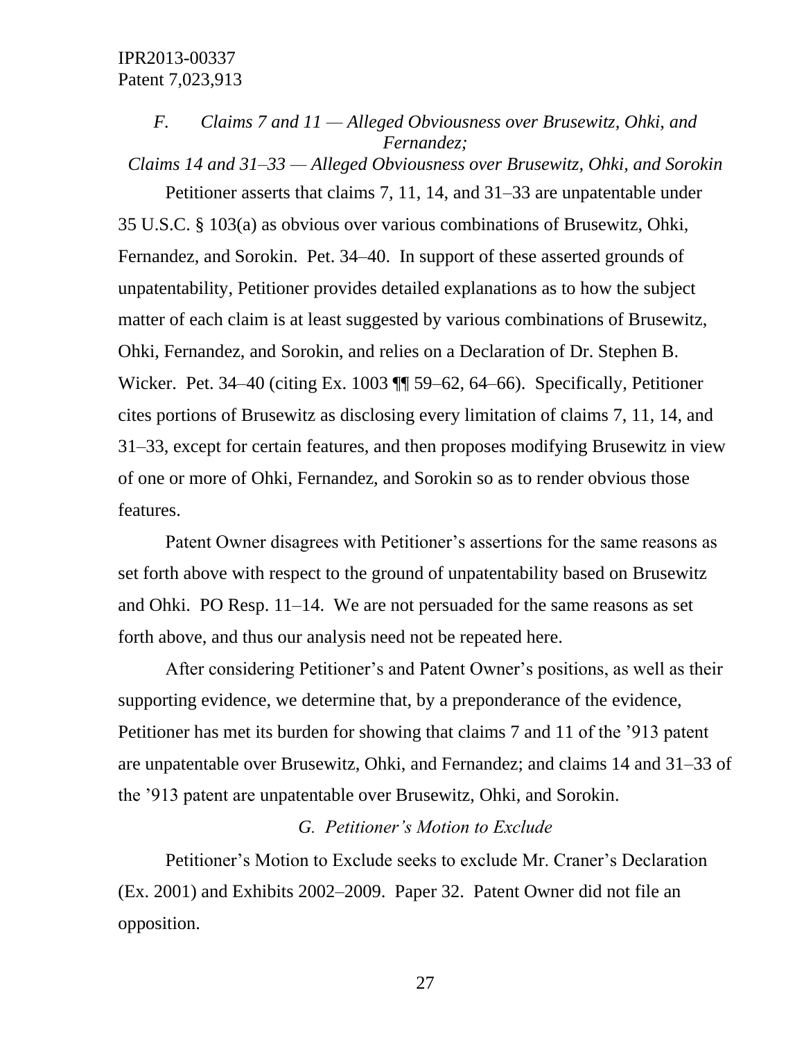*F. Claims 7 and 11 — Alleged Obviousness over Brusewitz, Ohki, and Fernandez;*
*Claims 14 and 31–33 — Alleged Obviousness over Brusewitz, Ohki, and Sorokin*

Petitioner asserts that claims 7, 11, 14, and 31–33 are unpatentable under 35 U.S.C. § 103(a) as obvious over various combinations of Brusewitz, Ohki, Fernandez, and Sorokin. Pet. 34–40. In support of these asserted grounds of unpatentability, Petitioner provides detailed explanations as to how the subject matter of each claim is at least suggested by various combinations of Brusewitz, Ohki, Fernandez, and Sorokin, and relies on a Declaration of Dr. Stephen B. Wicker. Pet. 34–40 (citing Ex. 1003 ¶¶ 59–62, 64–66). Specifically, Petitioner cites portions of Brusewitz as disclosing every limitation of claims 7, 11, 14, and 31–33, except for certain features, and then proposes modifying Brusewitz in view of one or more of Ohki, Fernandez, and Sorokin so as to render obvious those features.

Patent Owner disagrees with Petitioner's assertions for the same reasons as set forth above with respect to the ground of unpatentability based on Brusewitz and Ohki. PO Resp. 11–14. We are not persuaded for the same reasons as set forth above, and thus our analysis need not be repeated here.

After considering Petitioner's and Patent Owner's positions, as well as their supporting evidence, we determine that, by a preponderance of the evidence, Petitioner has met its burden for showing that claims 7 and 11 of the '913 patent are unpatentable over Brusewitz, Ohki, and Fernandez; and claims 14 and 31–33 of the '913 patent are unpatentable over Brusewitz, Ohki, and Sorokin.

*G. Petitioner's Motion to Exclude*

Petitioner's Motion to Exclude seeks to exclude Mr. Craner's Declaration (Ex. 2001) and Exhibits 2002–2009. Paper 32. Patent Owner did not file an opposition.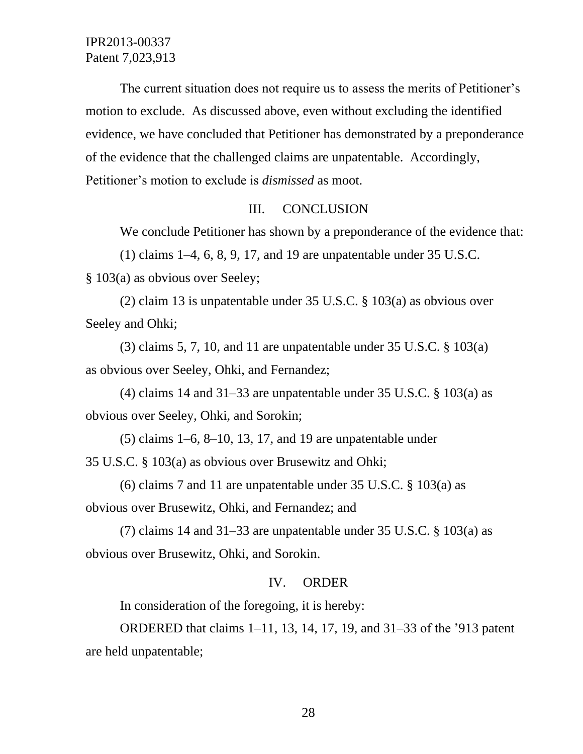The current situation does not require us to assess the merits of Petitioner's motion to exclude. As discussed above, even without excluding the identified evidence, we have concluded that Petitioner has demonstrated by a preponderance of the evidence that the challenged claims are unpatentable. Accordingly, Petitioner's motion to exclude is *dismissed* as moot.

## III. CONCLUSION

We conclude Petitioner has shown by a preponderance of the evidence that:

(1) claims 1–4, 6, 8, 9, 17, and 19 are unpatentable under 35 U.S.C. § 103(a) as obvious over Seeley;

(2) claim 13 is unpatentable under 35 U.S.C. § 103(a) as obvious over Seeley and Ohki;

(3) claims 5, 7, 10, and 11 are unpatentable under 35 U.S.C. § 103(a) as obvious over Seeley, Ohki, and Fernandez;

(4) claims 14 and 31–33 are unpatentable under 35 U.S.C. § 103(a) as obvious over Seeley, Ohki, and Sorokin;

(5) claims 1–6, 8–10, 13, 17, and 19 are unpatentable under 35 U.S.C. § 103(a) as obvious over Brusewitz and Ohki;

(6) claims 7 and 11 are unpatentable under 35 U.S.C. § 103(a) as obvious over Brusewitz, Ohki, and Fernandez; and

(7) claims 14 and 31–33 are unpatentable under 35 U.S.C. § 103(a) as obvious over Brusewitz, Ohki, and Sorokin.

## IV. ORDER

In consideration of the foregoing, it is hereby:

ORDERED that claims 1–11, 13, 14, 17, 19, and 31–33 of the '913 patent are held unpatentable;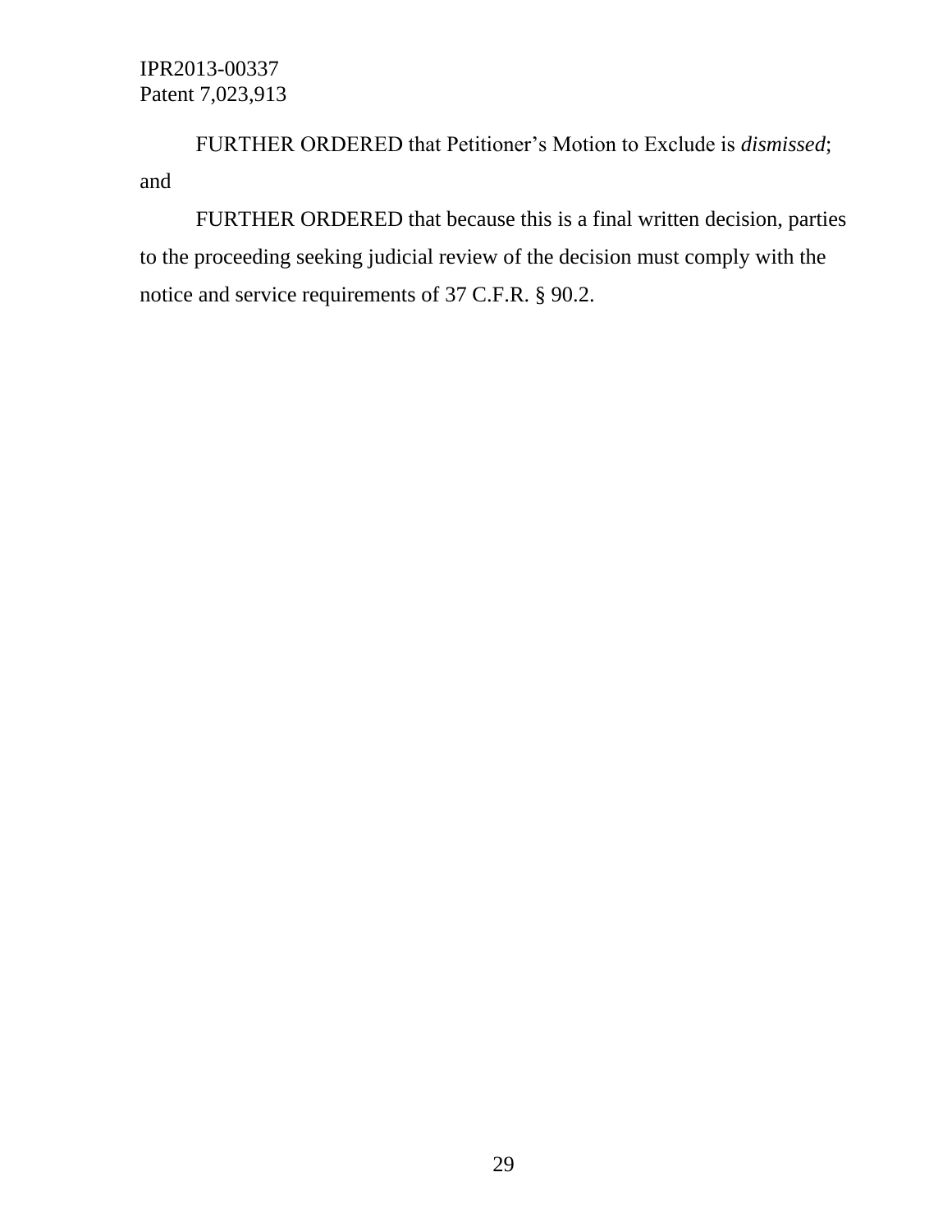FURTHER ORDERED that Petitioner's Motion to Exclude is *dismissed*; and

FURTHER ORDERED that because this is a final written decision, parties to the proceeding seeking judicial review of the decision must comply with the notice and service requirements of 37 C.F.R. § 90.2.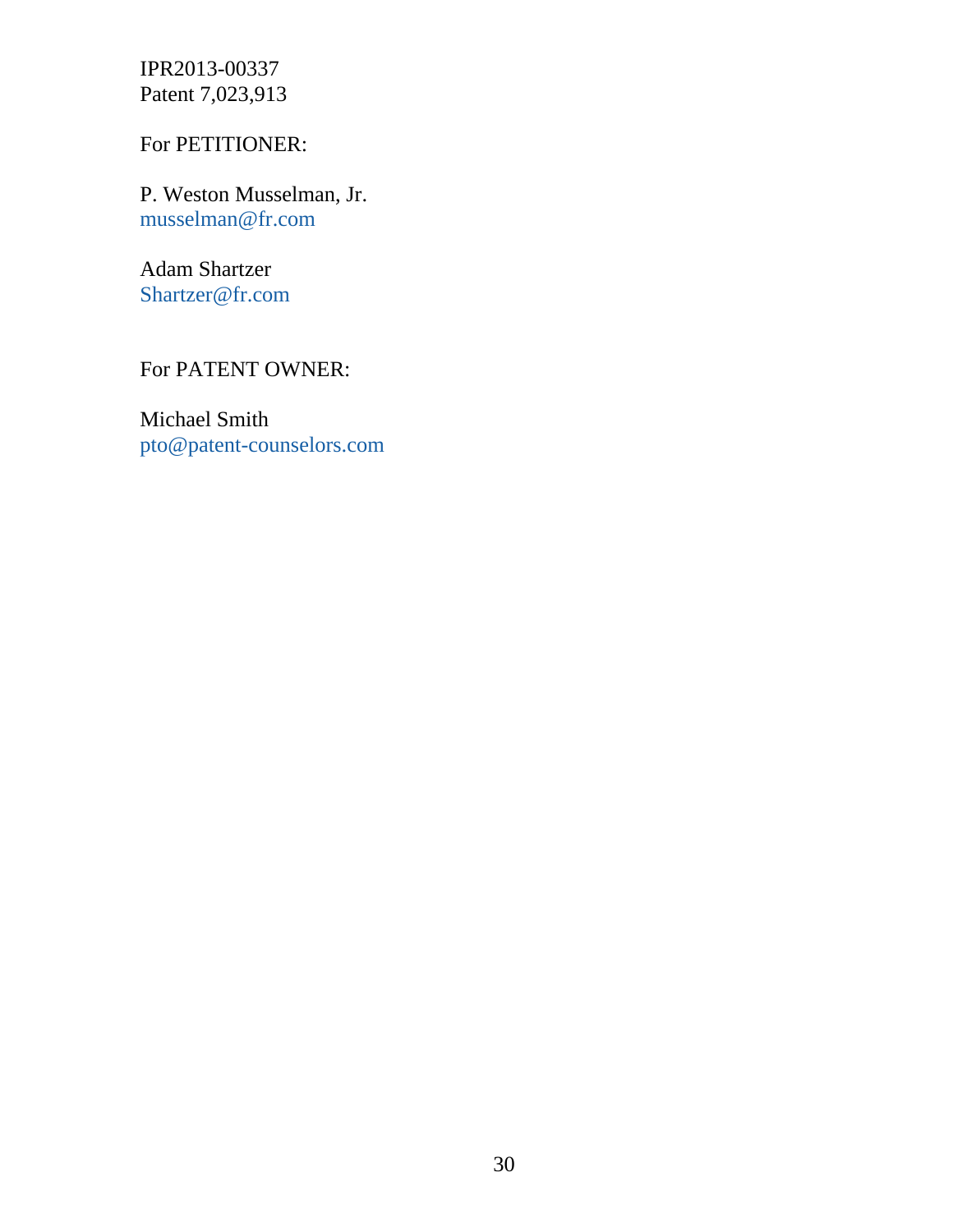IPR2013-00337
Patent 7,023,913

For PETITIONER:

P. Weston Musselman, Jr.
musselman@fr.com

Adam Shartzer
Shartzer@fr.com

For PATENT OWNER:

Michael Smith
pto@patent-counselors.com